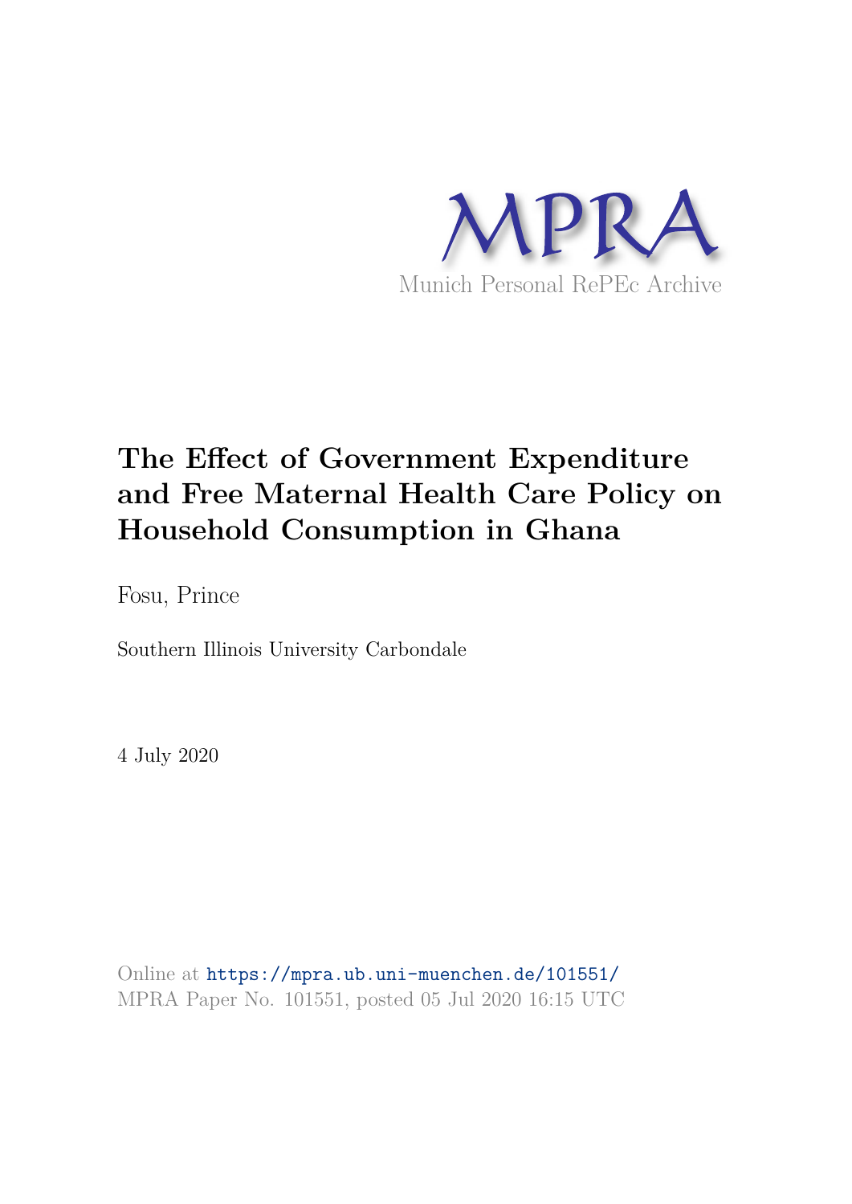MPRA

Munich Personal RePEc Archive

# The Effect of Government Expenditure and Free Maternal Health Care Policy on Household Consumption in Ghana

Fosu, Prince

Southern Illinois University Carbondale

4 July 2020

Online at https://mpra.ub.uni-muenchen.de/101551/
MPRA Paper No. 101551, posted 05 Jul 2020 16:15 UTC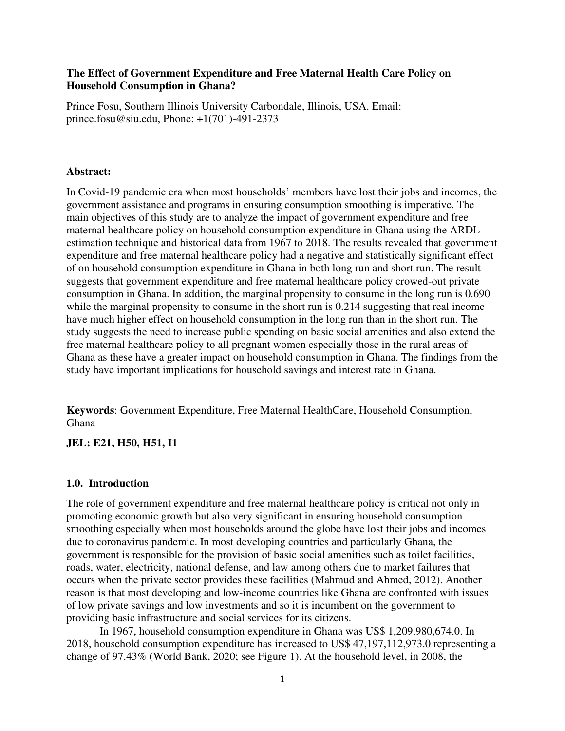**The Effect of Government Expenditure and Free Maternal Health Care Policy on Household Consumption in Ghana?**

Prince Fosu, Southern Illinois University Carbondale, Illinois, USA. Email: prince.fosu@siu.edu, Phone: +1(701)-491-2373

**Abstract:**

In Covid-19 pandemic era when most households' members have lost their jobs and incomes, the government assistance and programs in ensuring consumption smoothing is imperative. The main objectives of this study are to analyze the impact of government expenditure and free maternal healthcare policy on household consumption expenditure in Ghana using the ARDL estimation technique and historical data from 1967 to 2018. The results revealed that government expenditure and free maternal healthcare policy had a negative and statistically significant effect of on household consumption expenditure in Ghana in both long run and short run. The result suggests that government expenditure and free maternal healthcare policy crowed-out private consumption in Ghana. In addition, the marginal propensity to consume in the long run is 0.690 while the marginal propensity to consume in the short run is 0.214 suggesting that real income have much higher effect on household consumption in the long run than in the short run. The study suggests the need to increase public spending on basic social amenities and also extend the free maternal healthcare policy to all pregnant women especially those in the rural areas of Ghana as these have a greater impact on household consumption in Ghana. The findings from the study have important implications for household savings and interest rate in Ghana.

**Keywords**: Government Expenditure, Free Maternal HealthCare, Household Consumption, Ghana

**JEL: E21, H50, H51, I1**

## 1.0. Introduction

The role of government expenditure and free maternal healthcare policy is critical not only in promoting economic growth but also very significant in ensuring household consumption smoothing especially when most households around the globe have lost their jobs and incomes due to coronavirus pandemic. In most developing countries and particularly Ghana, the government is responsible for the provision of basic social amenities such as toilet facilities, roads, water, electricity, national defense, and law among others due to market failures that occurs when the private sector provides these facilities (Mahmud and Ahmed, 2012). Another reason is that most developing and low-income countries like Ghana are confronted with issues of low private savings and low investments and so it is incumbent on the government to providing basic infrastructure and social services for its citizens.

In 1967, household consumption expenditure in Ghana was US$ 1,209,980,674.0. In 2018, household consumption expenditure has increased to US$ 47,197,112,973.0 representing a change of 97.43% (World Bank, 2020; see Figure 1). At the household level, in 2008, the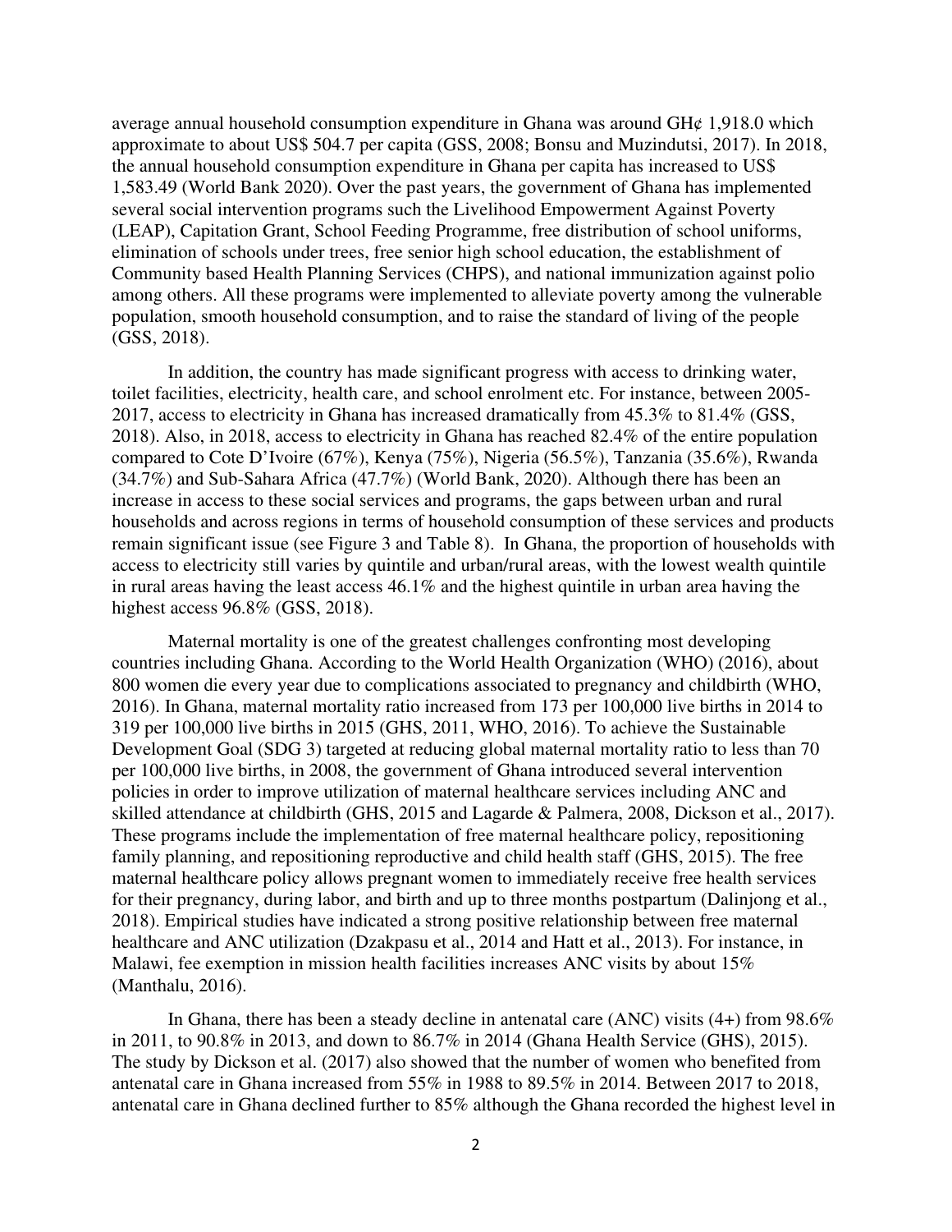average annual household consumption expenditure in Ghana was around GH¢ 1,918.0 which approximate to about US$ 504.7 per capita (GSS, 2008; Bonsu and Muzindutsi, 2017). In 2018, the annual household consumption expenditure in Ghana per capita has increased to US$ 1,583.49 (World Bank 2020). Over the past years, the government of Ghana has implemented several social intervention programs such the Livelihood Empowerment Against Poverty (LEAP), Capitation Grant, School Feeding Programme, free distribution of school uniforms, elimination of schools under trees, free senior high school education, the establishment of Community based Health Planning Services (CHPS), and national immunization against polio among others. All these programs were implemented to alleviate poverty among the vulnerable population, smooth household consumption, and to raise the standard of living of the people (GSS, 2018).

In addition, the country has made significant progress with access to drinking water, toilet facilities, electricity, health care, and school enrolment etc. For instance, between 2005-2017, access to electricity in Ghana has increased dramatically from 45.3% to 81.4% (GSS, 2018). Also, in 2018, access to electricity in Ghana has reached 82.4% of the entire population compared to Cote D'Ivoire (67%), Kenya (75%), Nigeria (56.5%), Tanzania (35.6%), Rwanda (34.7%) and Sub-Sahara Africa (47.7%) (World Bank, 2020). Although there has been an increase in access to these social services and programs, the gaps between urban and rural households and across regions in terms of household consumption of these services and products remain significant issue (see Figure 3 and Table 8). In Ghana, the proportion of households with access to electricity still varies by quintile and urban/rural areas, with the lowest wealth quintile in rural areas having the least access 46.1% and the highest quintile in urban area having the highest access 96.8% (GSS, 2018).

Maternal mortality is one of the greatest challenges confronting most developing countries including Ghana. According to the World Health Organization (WHO) (2016), about 800 women die every year due to complications associated to pregnancy and childbirth (WHO, 2016). In Ghana, maternal mortality ratio increased from 173 per 100,000 live births in 2014 to 319 per 100,000 live births in 2015 (GHS, 2011, WHO, 2016). To achieve the Sustainable Development Goal (SDG 3) targeted at reducing global maternal mortality ratio to less than 70 per 100,000 live births, in 2008, the government of Ghana introduced several intervention policies in order to improve utilization of maternal healthcare services including ANC and skilled attendance at childbirth (GHS, 2015 and Lagarde & Palmera, 2008, Dickson et al., 2017). These programs include the implementation of free maternal healthcare policy, repositioning family planning, and repositioning reproductive and child health staff (GHS, 2015). The free maternal healthcare policy allows pregnant women to immediately receive free health services for their pregnancy, during labor, and birth and up to three months postpartum (Dalinjong et al., 2018). Empirical studies have indicated a strong positive relationship between free maternal healthcare and ANC utilization (Dzakpasu et al., 2014 and Hatt et al., 2013). For instance, in Malawi, fee exemption in mission health facilities increases ANC visits by about 15% (Manthalu, 2016).

In Ghana, there has been a steady decline in antenatal care (ANC) visits (4+) from 98.6% in 2011, to 90.8% in 2013, and down to 86.7% in 2014 (Ghana Health Service (GHS), 2015). The study by Dickson et al. (2017) also showed that the number of women who benefited from antenatal care in Ghana increased from 55% in 1988 to 89.5% in 2014. Between 2017 to 2018, antenatal care in Ghana declined further to 85% although the Ghana recorded the highest level in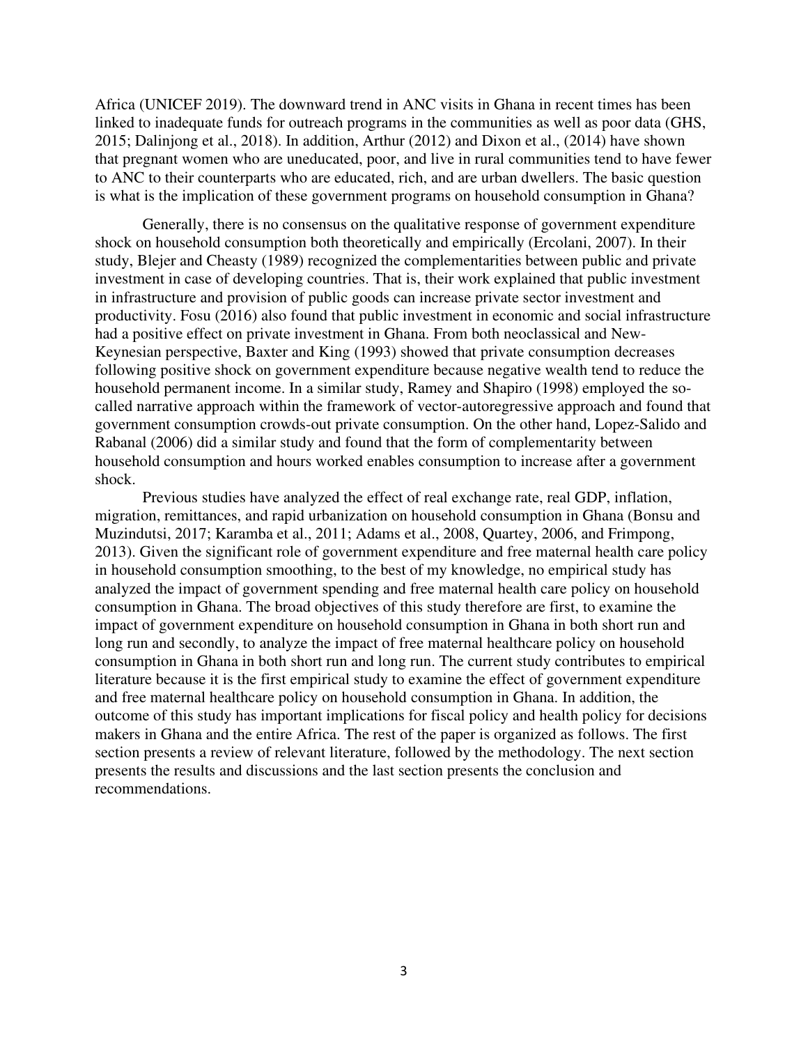Africa (UNICEF 2019). The downward trend in ANC visits in Ghana in recent times has been linked to inadequate funds for outreach programs in the communities as well as poor data (GHS, 2015; Dalinjong et al., 2018). In addition, Arthur (2012) and Dixon et al., (2014) have shown that pregnant women who are uneducated, poor, and live in rural communities tend to have fewer to ANC to their counterparts who are educated, rich, and are urban dwellers. The basic question is what is the implication of these government programs on household consumption in Ghana?

Generally, there is no consensus on the qualitative response of government expenditure shock on household consumption both theoretically and empirically (Ercolani, 2007). In their study, Blejer and Cheasty (1989) recognized the complementarities between public and private investment in case of developing countries. That is, their work explained that public investment in infrastructure and provision of public goods can increase private sector investment and productivity. Fosu (2016) also found that public investment in economic and social infrastructure had a positive effect on private investment in Ghana. From both neoclassical and New-Keynesian perspective, Baxter and King (1993) showed that private consumption decreases following positive shock on government expenditure because negative wealth tend to reduce the household permanent income. In a similar study, Ramey and Shapiro (1998) employed the so-called narrative approach within the framework of vector-autoregressive approach and found that government consumption crowds-out private consumption. On the other hand, Lopez-Salido and Rabanal (2006) did a similar study and found that the form of complementarity between household consumption and hours worked enables consumption to increase after a government shock.

Previous studies have analyzed the effect of real exchange rate, real GDP, inflation, migration, remittances, and rapid urbanization on household consumption in Ghana (Bonsu and Muzindutsi, 2017; Karamba et al., 2011; Adams et al., 2008, Quartey, 2006, and Frimpong, 2013). Given the significant role of government expenditure and free maternal health care policy in household consumption smoothing, to the best of my knowledge, no empirical study has analyzed the impact of government spending and free maternal health care policy on household consumption in Ghana. The broad objectives of this study therefore are first, to examine the impact of government expenditure on household consumption in Ghana in both short run and long run and secondly, to analyze the impact of free maternal healthcare policy on household consumption in Ghana in both short run and long run. The current study contributes to empirical literature because it is the first empirical study to examine the effect of government expenditure and free maternal healthcare policy on household consumption in Ghana. In addition, the outcome of this study has important implications for fiscal policy and health policy for decisions makers in Ghana and the entire Africa. The rest of the paper is organized as follows. The first section presents a review of relevant literature, followed by the methodology. The next section presents the results and discussions and the last section presents the conclusion and recommendations.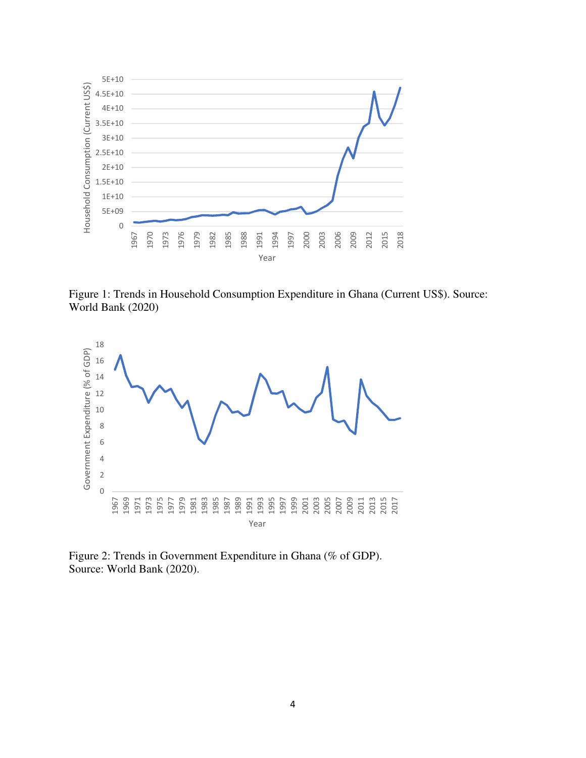Figure 1: Trends in Household Consumption Expenditure in Ghana (Current US$). Source: World Bank (2020)

Figure 2: Trends in Government Expenditure in Ghana (% of GDP). Source: World Bank (2020).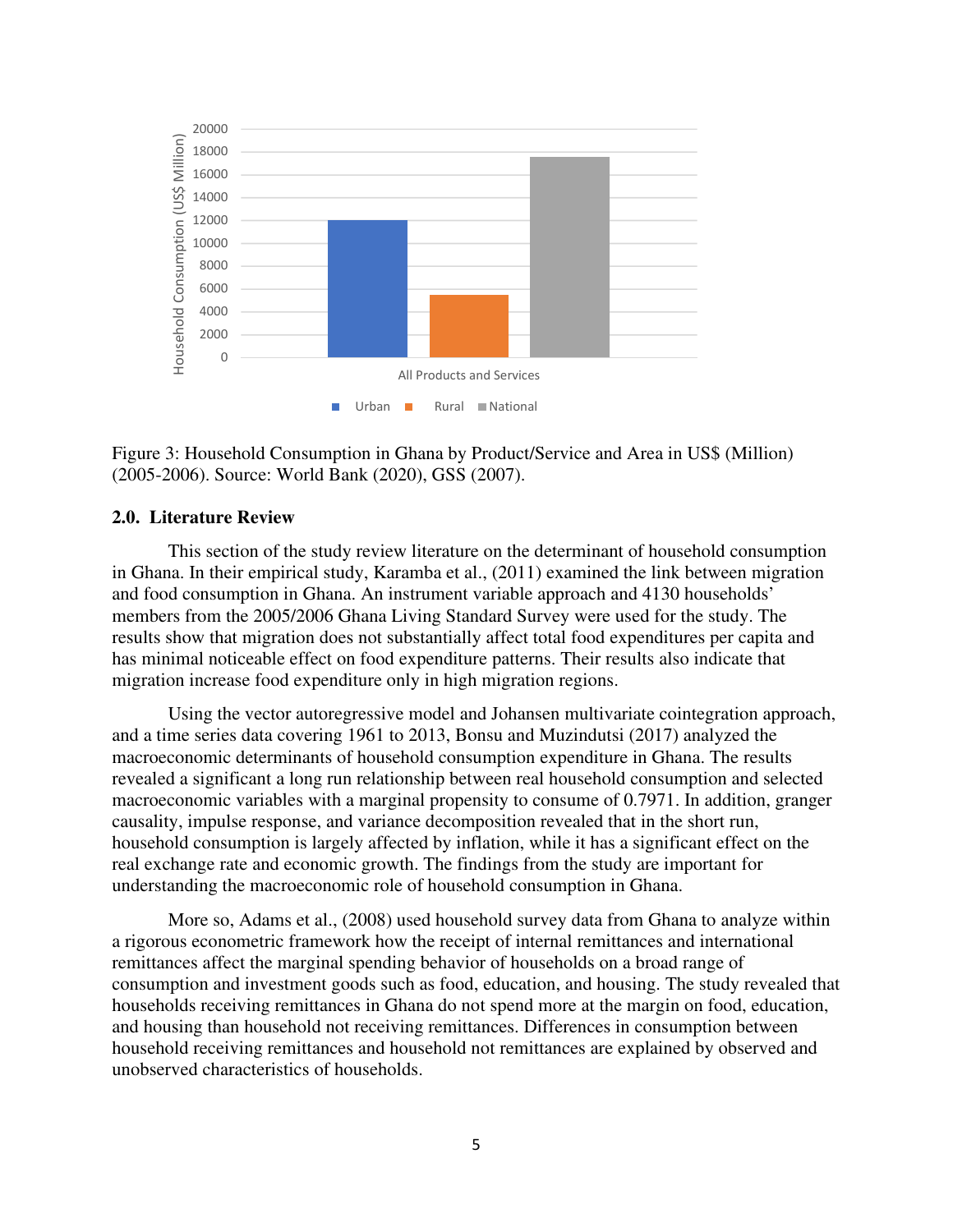Figure 3: Household Consumption in Ghana by Product/Service and Area in US$ (Million) (2005-2006). Source: World Bank (2020), GSS (2007).

## 2.0. Literature Review

This section of the study review literature on the determinant of household consumption in Ghana. In their empirical study, Karamba et al., (2011) examined the link between migration and food consumption in Ghana. An instrument variable approach and 4130 households' members from the 2005/2006 Ghana Living Standard Survey were used for the study. The results show that migration does not substantially affect total food expenditures per capita and has minimal noticeable effect on food expenditure patterns. Their results also indicate that migration increase food expenditure only in high migration regions.

Using the vector autoregressive model and Johansen multivariate cointegration approach, and a time series data covering 1961 to 2013, Bonsu and Muzindutsi (2017) analyzed the macroeconomic determinants of household consumption expenditure in Ghana. The results revealed a significant a long run relationship between real household consumption and selected macroeconomic variables with a marginal propensity to consume of 0.7971. In addition, granger causality, impulse response, and variance decomposition revealed that in the short run, household consumption is largely affected by inflation, while it has a significant effect on the real exchange rate and economic growth. The findings from the study are important for understanding the macroeconomic role of household consumption in Ghana.

More so, Adams et al., (2008) used household survey data from Ghana to analyze within a rigorous econometric framework how the receipt of internal remittances and international remittances affect the marginal spending behavior of households on a broad range of consumption and investment goods such as food, education, and housing. The study revealed that households receiving remittances in Ghana do not spend more at the margin on food, education, and housing than household not receiving remittances. Differences in consumption between household receiving remittances and household not remittances are explained by observed and unobserved characteristics of households.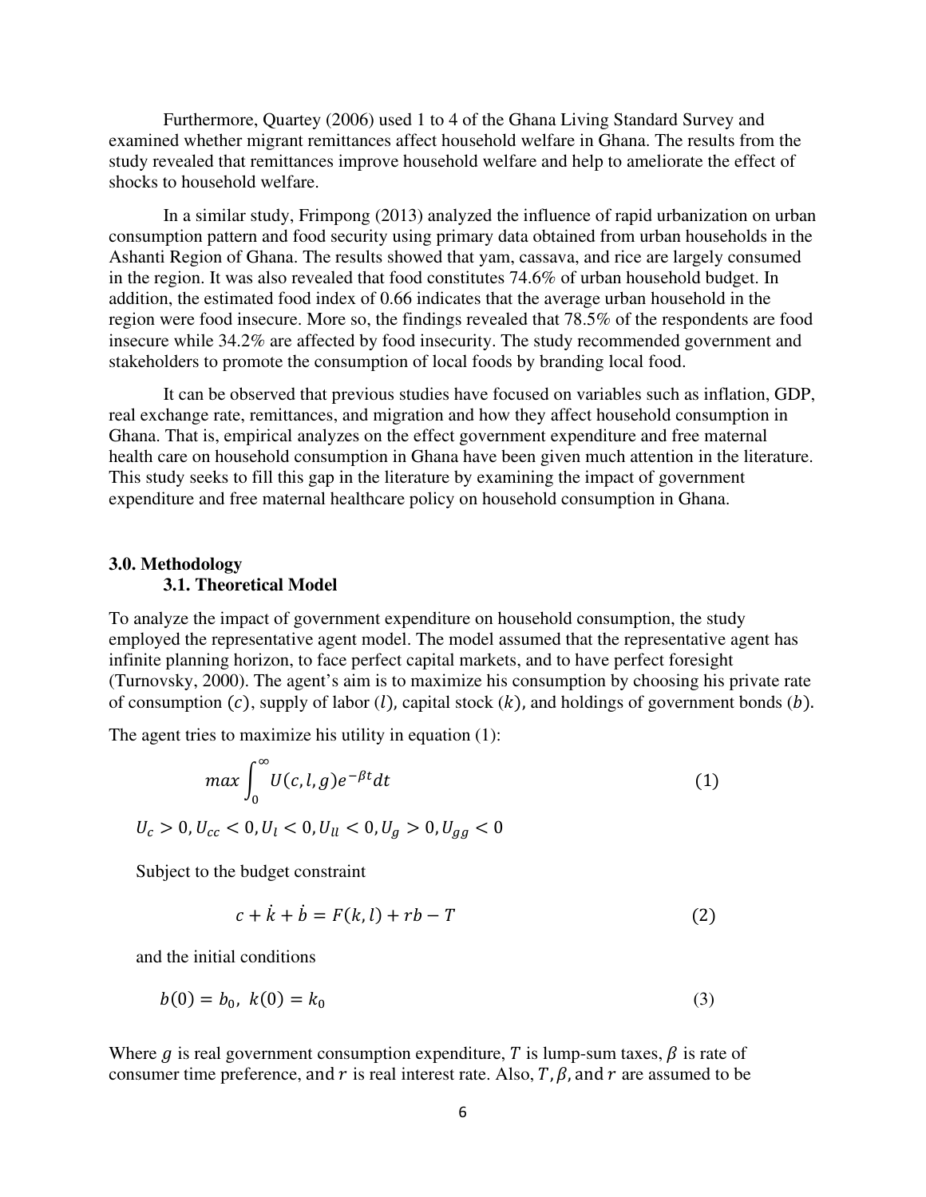Furthermore, Quartey (2006) used 1 to 4 of the Ghana Living Standard Survey and examined whether migrant remittances affect household welfare in Ghana. The results from the study revealed that remittances improve household welfare and help to ameliorate the effect of shocks to household welfare.

In a similar study, Frimpong (2013) analyzed the influence of rapid urbanization on urban consumption pattern and food security using primary data obtained from urban households in the Ashanti Region of Ghana. The results showed that yam, cassava, and rice are largely consumed in the region. It was also revealed that food constitutes 74.6% of urban household budget. In addition, the estimated food index of 0.66 indicates that the average urban household in the region were food insecure. More so, the findings revealed that 78.5% of the respondents are food insecure while 34.2% are affected by food insecurity. The study recommended government and stakeholders to promote the consumption of local foods by branding local food.

It can be observed that previous studies have focused on variables such as inflation, GDP, real exchange rate, remittances, and migration and how they affect household consumption in Ghana. That is, empirical analyzes on the effect government expenditure and free maternal health care on household consumption in Ghana have been given much attention in the literature. This study seeks to fill this gap in the literature by examining the impact of government expenditure and free maternal healthcare policy on household consumption in Ghana.

## 3.0. Methodology

### 3.1. Theoretical Model

To analyze the impact of government expenditure on household consumption, the study employed the representative agent model. The model assumed that the representative agent has infinite planning horizon, to face perfect capital markets, and to have perfect foresight (Turnovsky, 2000). The agent's aim is to maximize his consumption by choosing his private rate of consumption $(c)$, supply of labor $(l)$, capital stock $(k)$, and holdings of government bonds $(b)$.

The agent tries to maximize his utility in equation (1):

$$max \int_0^\infty U(c,l,g)e^{-\beta t}dt \tag{1}$$

$U_c > 0, U_{cc} < 0, U_l < 0, U_{ll} < 0, U_g > 0, U_{gg} < 0$

Subject to the budget constraint

$$c + \dot{k} + \dot{b} = F(k,l) + rb - T \tag{2}$$

and the initial conditions

$$b(0) = b_0, \; k(0) = k_0 \tag{3}$$

Where $g$ is real government consumption expenditure, $T$ is lump-sum taxes, $\beta$ is rate of consumer time preference, and $r$ is real interest rate. Also, $T, \beta$, and $r$ are assumed to be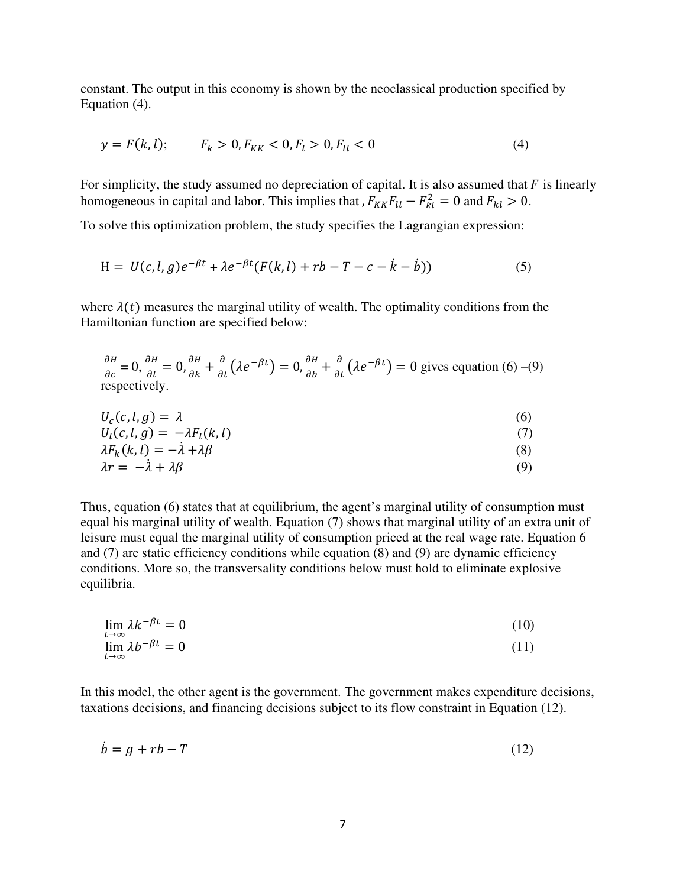constant. The output in this economy is shown by the neoclassical production specified by Equation (4).

$$y = F(k, l); \qquad F_k > 0, F_{KK} < 0, F_l > 0, F_{ll} < 0 \tag{4}$$

For simplicity, the study assumed no depreciation of capital. It is also assumed that $F$ is linearly homogeneous in capital and labor. This implies that , $F_{KK}F_{ll} - F_{kl}^2 = 0$ and $F_{kl} > 0$.

To solve this optimization problem, the study specifies the Lagrangian expression:

$$\mathrm{H} = U(c, l, g)e^{-\beta t} + \lambda e^{-\beta t}(F(k, l) + rb - T - c - \dot{k} - \dot{b})) \tag{5}$$

where $\lambda(t)$ measures the marginal utility of wealth. The optimality conditions from the Hamiltonian function are specified below:

$\frac{\partial H}{\partial c} = 0, \frac{\partial H}{\partial l} = 0, \frac{\partial H}{\partial k} + \frac{\partial}{\partial t}\left(\lambda e^{-\beta t}\right) = 0, \frac{\partial H}{\partial b} + \frac{\partial}{\partial t}\left(\lambda e^{-\beta t}\right) = 0$ gives equation (6) –(9) respectively.

$$U_c(c, l, g) = \lambda \tag{6}$$

$$U_l(c, l, g) = -\lambda F_l(k, l) \tag{7}$$

$$\lambda F_k(k, l) = -\dot{\lambda} + \lambda\beta \tag{8}$$

$$\lambda r = -\dot{\lambda} + \lambda\beta \tag{9}$$

Thus, equation (6) states that at equilibrium, the agent's marginal utility of consumption must equal his marginal utility of wealth. Equation (7) shows that marginal utility of an extra unit of leisure must equal the marginal utility of consumption priced at the real wage rate. Equation 6 and (7) are static efficiency conditions while equation (8) and (9) are dynamic efficiency conditions. More so, the transversality conditions below must hold to eliminate explosive equilibria.

$$\lim_{t\to\infty} \lambda k^{-\beta t} = 0 \tag{10}$$

$$\lim_{t\to\infty} \lambda b^{-\beta t} = 0 \tag{11}$$

In this model, the other agent is the government. The government makes expenditure decisions, taxations decisions, and financing decisions subject to its flow constraint in Equation (12).

$$\dot{b} = g + rb - T \tag{12}$$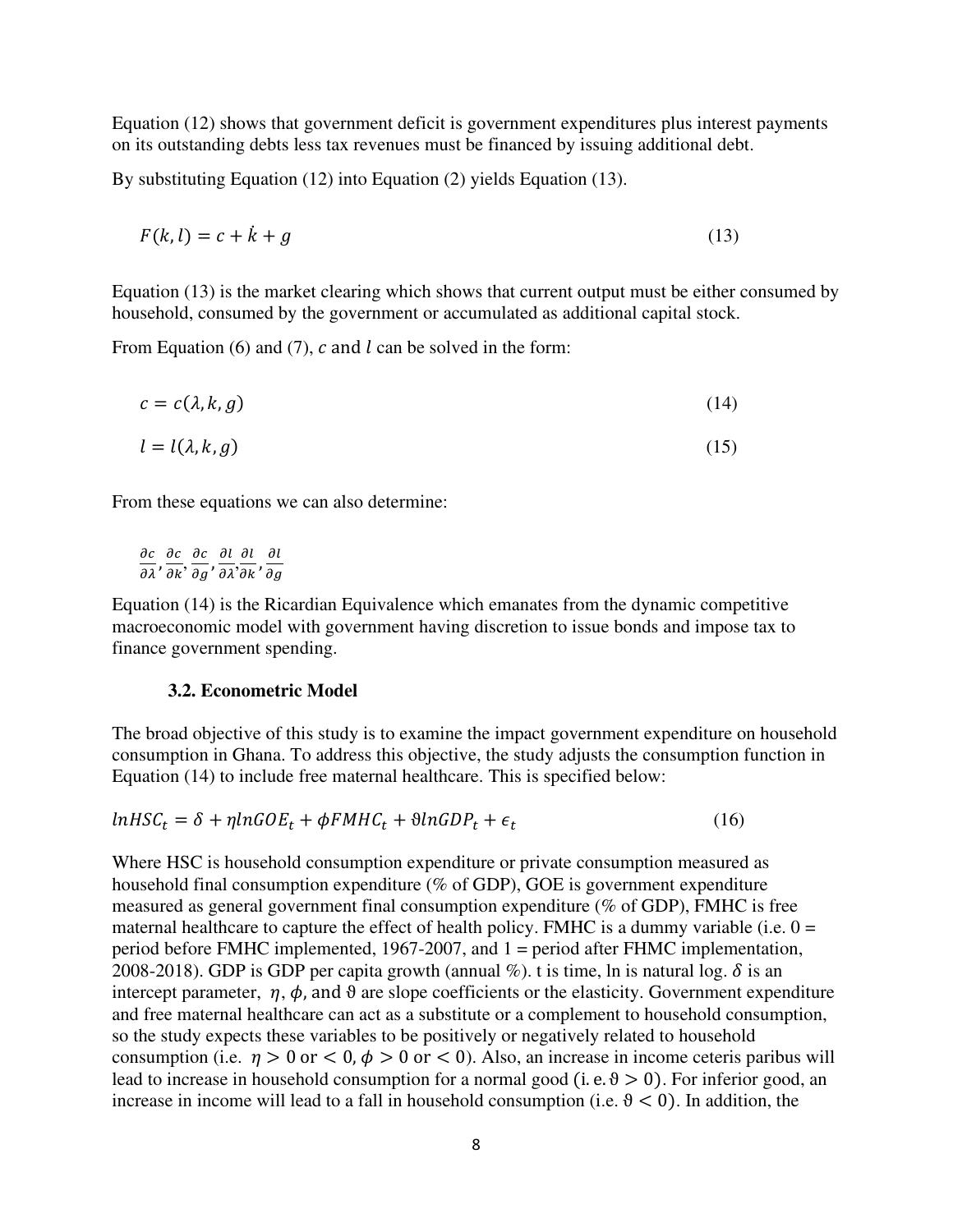Equation (12) shows that government deficit is government expenditures plus interest payments on its outstanding debts less tax revenues must be financed by issuing additional debt.

By substituting Equation (12) into Equation (2) yields Equation (13).

$$F(k, l) = c + \dot{k} + g \tag{13}$$

Equation (13) is the market clearing which shows that current output must be either consumed by household, consumed by the government or accumulated as additional capital stock.

From Equation (6) and (7), $c$ and $l$ can be solved in the form:

$$c = c(\lambda, k, g) \tag{14}$$

$$l = l(\lambda, k, g) \tag{15}$$

From these equations we can also determine:

$\frac{\partial c}{\partial \lambda}, \frac{\partial c}{\partial k}, \frac{\partial c}{\partial g}, \frac{\partial l}{\partial \lambda}, \frac{\partial l}{\partial k}, \frac{\partial l}{\partial g}$

Equation (14) is the Ricardian Equivalence which emanates from the dynamic competitive macroeconomic model with government having discretion to issue bonds and impose tax to finance government spending.

### 3.2. Econometric Model

The broad objective of this study is to examine the impact government expenditure on household consumption in Ghana. To address this objective, the study adjusts the consumption function in Equation (14) to include free maternal healthcare. This is specified below:

$$lnHSC_t = \delta + \eta lnGOE_t + \phi FMHC_t + \vartheta lnGDP_t + \epsilon_t \tag{16}$$

Where HSC is household consumption expenditure or private consumption measured as household final consumption expenditure (% of GDP), GOE is government expenditure measured as general government final consumption expenditure (% of GDP), FMHC is free maternal healthcare to capture the effect of health policy. FMHC is a dummy variable (i.e. 0 = period before FMHC implemented, 1967-2007, and 1 = period after FHMC implementation, 2008-2018). GDP is GDP per capita growth (annual %). t is time, ln is natural log. $\delta$ is an intercept parameter, $\eta$, $\phi$, and $\vartheta$ are slope coefficients or the elasticity. Government expenditure and free maternal healthcare can act as a substitute or a complement to household consumption, so the study expects these variables to be positively or negatively related to household consumption (i.e. $\eta > 0$ or $< 0$, $\phi > 0$ or $< 0$). Also, an increase in income ceteris paribus will lead to increase in household consumption for a normal good (i.e. $\vartheta > 0$). For inferior good, an increase in income will lead to a fall in household consumption (i.e. $\vartheta < 0$). In addition, the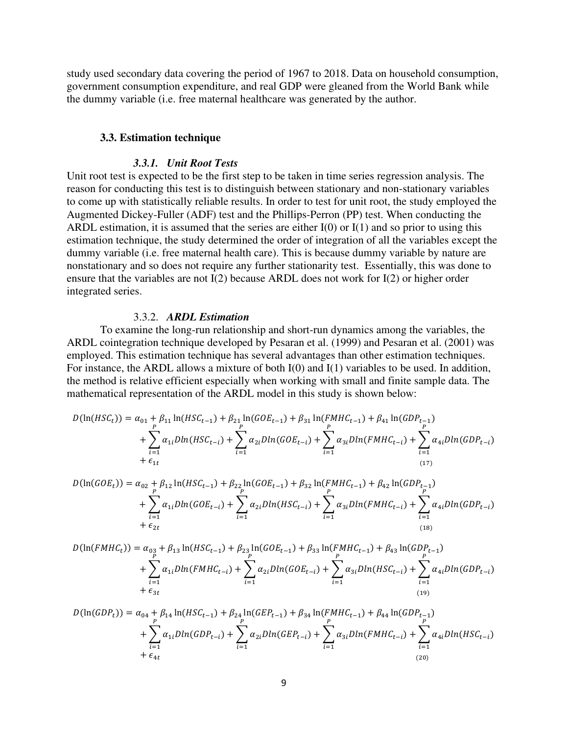study used secondary data covering the period of 1967 to 2018. Data on household consumption, government consumption expenditure, and real GDP were gleaned from the World Bank while the dummy variable (i.e. free maternal healthcare was generated by the author.

### 3.3. Estimation technique

#### *3.3.1. Unit Root Tests*

Unit root test is expected to be the first step to be taken in time series regression analysis. The reason for conducting this test is to distinguish between stationary and non-stationary variables to come up with statistically reliable results. In order to test for unit root, the study employed the Augmented Dickey-Fuller (ADF) test and the Phillips-Perron (PP) test. When conducting the ARDL estimation, it is assumed that the series are either I(0) or I(1) and so prior to using this estimation technique, the study determined the order of integration of all the variables except the dummy variable (i.e. free maternal health care). This is because dummy variable by nature are nonstationary and so does not require any further stationarity test. Essentially, this was done to ensure that the variables are not I(2) because ARDL does not work for I(2) or higher order integrated series.

#### 3.3.2. *ARDL Estimation*

To examine the long-run relationship and short-run dynamics among the variables, the ARDL cointegration technique developed by Pesaran et al. (1999) and Pesaran et al. (2001) was employed. This estimation technique has several advantages than other estimation techniques. For instance, the ARDL allows a mixture of both I(0) and I(1) variables to be used. In addition, the method is relative efficient especially when working with small and finite sample data. The mathematical representation of the ARDL model in this study is shown below:

$$D(\ln(HSC_t)) = \alpha_{01} + \beta_{11}\ln(HSC_{t-1}) + \beta_{21}\ln(GOE_{t-1}) + \beta_{31}\ln(FMHC_{t-1}) + \beta_{41}\ln(GDP_{t-1}) + \sum_{i=1}^{P}\alpha_{1i}Dln(HSC_{t-i}) + \sum_{i=1}^{P}\alpha_{2i}Dln(GOE_{t-i}) + \sum_{i=1}^{P}\alpha_{3i}Dln(FMHC_{t-i}) + \sum_{i=1}^{P}\alpha_{4i}Dln(GDP_{t-i}) + \epsilon_{1t} \quad (17)$$

$$D(\ln(GOE_t)) = \alpha_{02} + \beta_{12}\ln(HSC_{t-1}) + \beta_{22}\ln(GOE_{t-1}) + \beta_{32}\ln(FMHC_{t-1}) + \beta_{42}\ln(GDP_{t-1}) + \sum_{i=1}^{P}\alpha_{1i}Dln(GOE_{t-i}) + \sum_{i=1}^{P}\alpha_{2i}Dln(HSC_{t-i}) + \sum_{i=1}^{P}\alpha_{3i}Dln(FMHC_{t-i}) + \sum_{i=1}^{P}\alpha_{4i}Dln(GDP_{t-i}) + \epsilon_{2t} \quad (18)$$

$$D(\ln(FMHC_t)) = \alpha_{03} + \beta_{13}\ln(HSC_{t-1}) + \beta_{23}\ln(GOE_{t-1}) + \beta_{33}\ln(FMHC_{t-1}) + \beta_{43}\ln(GDP_{t-1}) + \sum_{i=1}^{P}\alpha_{1i}Dln(FMHC_{t-i}) + \sum_{i=1}^{P}\alpha_{2i}Dln(GOE_{t-i}) + \sum_{i=1}^{P}\alpha_{3i}Dln(HSC_{t-i}) + \sum_{i=1}^{P}\alpha_{4i}Dln(GDP_{t-i}) + \epsilon_{3t} \quad (19)$$

$$D(\ln(GDP_t)) = \alpha_{04} + \beta_{14}\ln(HSC_{t-1}) + \beta_{24}\ln(GEP_{t-1}) + \beta_{34}\ln(FMHC_{t-1}) + \beta_{44}\ln(GDP_{t-1}) + \sum_{i=1}^{P}\alpha_{1i}Dln(GDP_{t-i}) + \sum_{i=1}^{P}\alpha_{2i}Dln(GEP_{t-i}) + \sum_{i=1}^{P}\alpha_{3i}Dln(FMHC_{t-i}) + \sum_{i=1}^{P}\alpha_{4i}Dln(HSC_{t-i}) + \epsilon_{4t} \quad (20)$$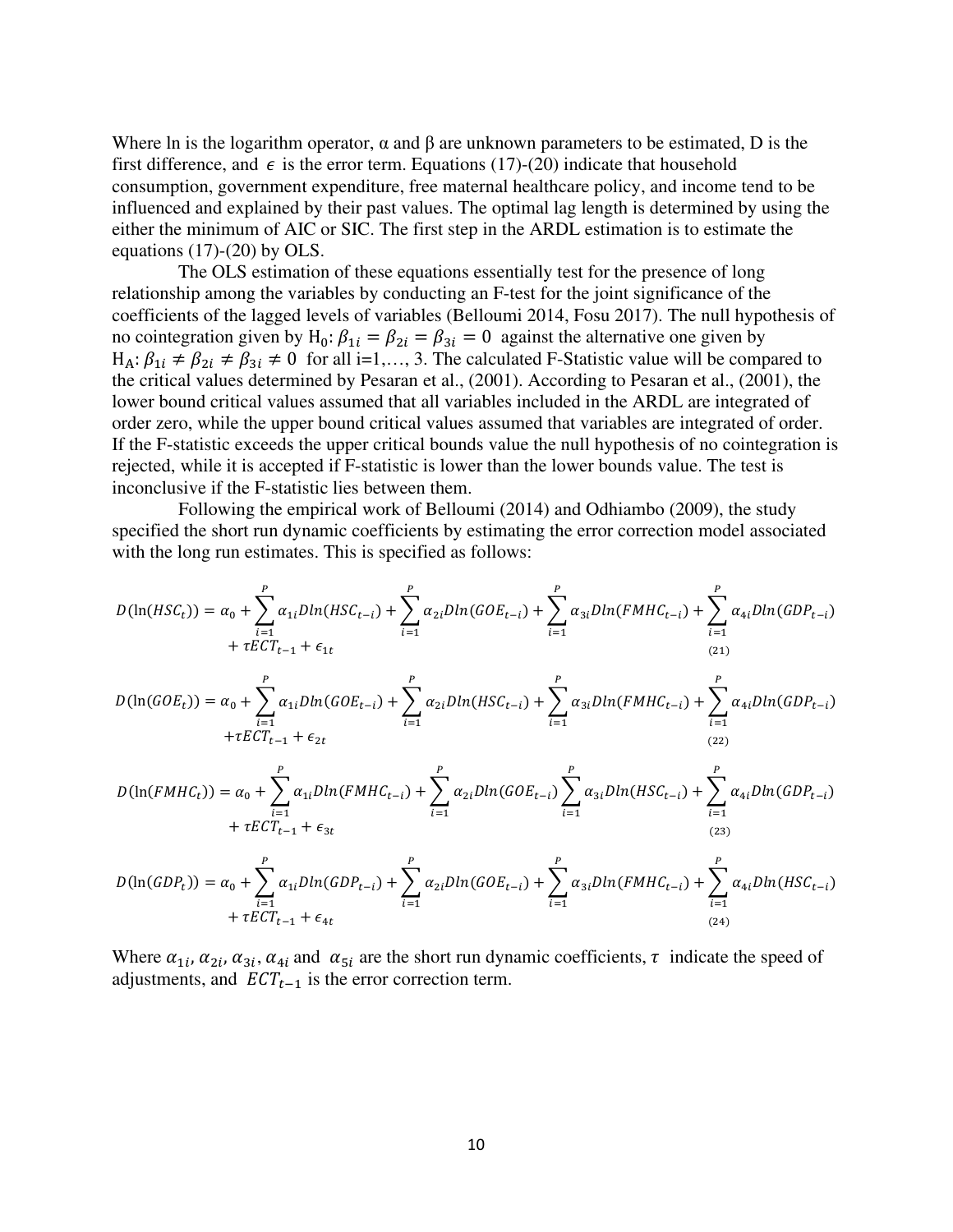Where ln is the logarithm operator, α and β are unknown parameters to be estimated, D is the first difference, and $\epsilon$ is the error term. Equations (17)-(20) indicate that household consumption, government expenditure, free maternal healthcare policy, and income tend to be influenced and explained by their past values. The optimal lag length is determined by using the either the minimum of AIC or SIC. The first step in the ARDL estimation is to estimate the equations (17)-(20) by OLS.

The OLS estimation of these equations essentially test for the presence of long relationship among the variables by conducting an F-test for the joint significance of the coefficients of the lagged levels of variables (Belloumi 2014, Fosu 2017). The null hypothesis of no cointegration given by $\mathrm{H_0}: \beta_{1i} = \beta_{2i} = \beta_{3i} = 0$ against the alternative one given by $\mathrm{H_A}: \beta_{1i} \neq \beta_{2i} \neq \beta_{3i} \neq 0$ for all i=1,…, 3. The calculated F-Statistic value will be compared to the critical values determined by Pesaran et al., (2001). According to Pesaran et al., (2001), the lower bound critical values assumed that all variables included in the ARDL are integrated of order zero, while the upper bound critical values assumed that variables are integrated of order. If the F-statistic exceeds the upper critical bounds value the null hypothesis of no cointegration is rejected, while it is accepted if F-statistic is lower than the lower bounds value. The test is inconclusive if the F-statistic lies between them.

Following the empirical work of Belloumi (2014) and Odhiambo (2009), the study specified the short run dynamic coefficients by estimating the error correction model associated with the long run estimates. This is specified as follows:

$$D(\ln(HSC_t)) = \alpha_0 + \sum_{i=1}^{P} \alpha_{1i} Dln(HSC_{t-i}) + \sum_{i=1}^{P} \alpha_{2i} Dln(GOE_{t-i}) + \sum_{i=1}^{P} \alpha_{3i} Dln(FMHC_{t-i}) + \sum_{i=1}^{P} \alpha_{4i} Dln(GDP_{t-i}) + \tau ECT_{t-1} + \epsilon_{1t} \tag{21}$$

$$D(\ln(GOE_t)) = \alpha_0 + \sum_{i=1}^{P} \alpha_{1i} Dln(GOE_{t-i}) + \sum_{i=1}^{P} \alpha_{2i} Dln(HSC_{t-i}) + \sum_{i=1}^{P} \alpha_{3i} Dln(FMHC_{t-i}) + \sum_{i=1}^{P} \alpha_{4i} Dln(GDP_{t-i}) + \tau ECT_{t-1} + \epsilon_{2t} \tag{22}$$

$$D(\ln(FMHC_t)) = \alpha_0 + \sum_{i=1}^{P} \alpha_{1i} Dln(FMHC_{t-i}) + \sum_{i=1}^{P} \alpha_{2i} Dln(GOE_{t-i}) \sum_{i=1}^{P} \alpha_{3i} Dln(HSC_{t-i}) + \sum_{i=1}^{P} \alpha_{4i} Dln(GDP_{t-i}) + \tau ECT_{t-1} + \epsilon_{3t} \tag{23}$$

$$D(\ln(GDP_t)) = \alpha_0 + \sum_{i=1}^{P} \alpha_{1i} Dln(GDP_{t-i}) + \sum_{i=1}^{P} \alpha_{2i} Dln(GOE_{t-i}) + \sum_{i=1}^{P} \alpha_{3i} Dln(FMHC_{t-i}) + \sum_{i=1}^{P} \alpha_{4i} Dln(HSC_{t-i}) + \tau ECT_{t-1} + \epsilon_{4t} \tag{24}$$

Where $\alpha_{1i}, \alpha_{2i}, \alpha_{3i}, \alpha_{4i}$ and $\alpha_{5i}$ are the short run dynamic coefficients, $\tau$ indicate the speed of adjustments, and $ECT_{t-1}$ is the error correction term.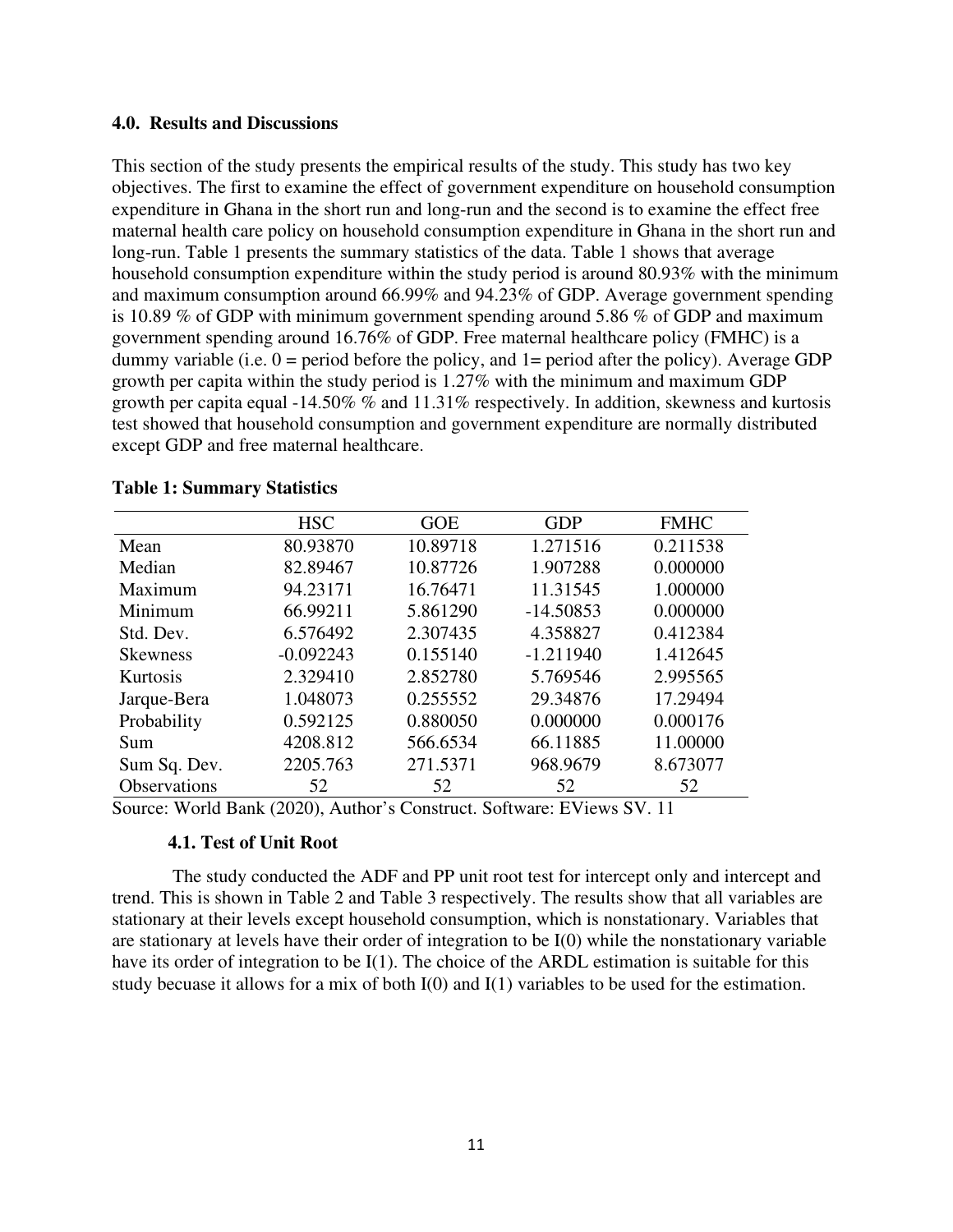## 4.0. Results and Discussions

This section of the study presents the empirical results of the study. This study has two key objectives. The first to examine the effect of government expenditure on household consumption expenditure in Ghana in the short run and long-run and the second is to examine the effect free maternal health care policy on household consumption expenditure in Ghana in the short run and long-run. Table 1 presents the summary statistics of the data. Table 1 shows that average household consumption expenditure within the study period is around 80.93% with the minimum and maximum consumption around 66.99% and 94.23% of GDP. Average government spending is 10.89 % of GDP with minimum government spending around 5.86 % of GDP and maximum government spending around 16.76% of GDP. Free maternal healthcare policy (FMHC) is a dummy variable (i.e. 0 = period before the policy, and 1= period after the policy). Average GDP growth per capita within the study period is 1.27% with the minimum and maximum GDP growth per capita equal -14.50% % and 11.31% respectively. In addition, skewness and kurtosis test showed that household consumption and government expenditure are normally distributed except GDP and free maternal healthcare.

**Table 1: Summary Statistics**

| | HSC | GOE | GDP | FMHC |
|---|---|---|---|---|
| Mean | 80.93870 | 10.89718 | 1.271516 | 0.211538 |
| Median | 82.89467 | 10.87726 | 1.907288 | 0.000000 |
| Maximum | 94.23171 | 16.76471 | 11.31545 | 1.000000 |
| Minimum | 66.99211 | 5.861290 | -14.50853 | 0.000000 |
| Std. Dev. | 6.576492 | 2.307435 | 4.358827 | 0.412384 |
| Skewness | -0.092243 | 0.155140 | -1.211940 | 1.412645 |
| Kurtosis | 2.329410 | 2.852780 | 5.769546 | 2.995565 |
| Jarque-Bera | 1.048073 | 0.255552 | 29.34876 | 17.29494 |
| Probability | 0.592125 | 0.880050 | 0.000000 | 0.000176 |
| Sum | 4208.812 | 566.6534 | 66.11885 | 11.00000 |
| Sum Sq. Dev. | 2205.763 | 271.5371 | 968.9679 | 8.673077 |
| Observations | 52 | 52 | 52 | 52 |

Source: World Bank (2020), Author's Construct. Software: EViews SV. 11

### 4.1. Test of Unit Root

The study conducted the ADF and PP unit root test for intercept only and intercept and trend. This is shown in Table 2 and Table 3 respectively. The results show that all variables are stationary at their levels except household consumption, which is nonstationary. Variables that are stationary at levels have their order of integration to be I(0) while the nonstationary variable have its order of integration to be I(1). The choice of the ARDL estimation is suitable for this study becuase it allows for a mix of both I(0) and I(1) variables to be used for the estimation.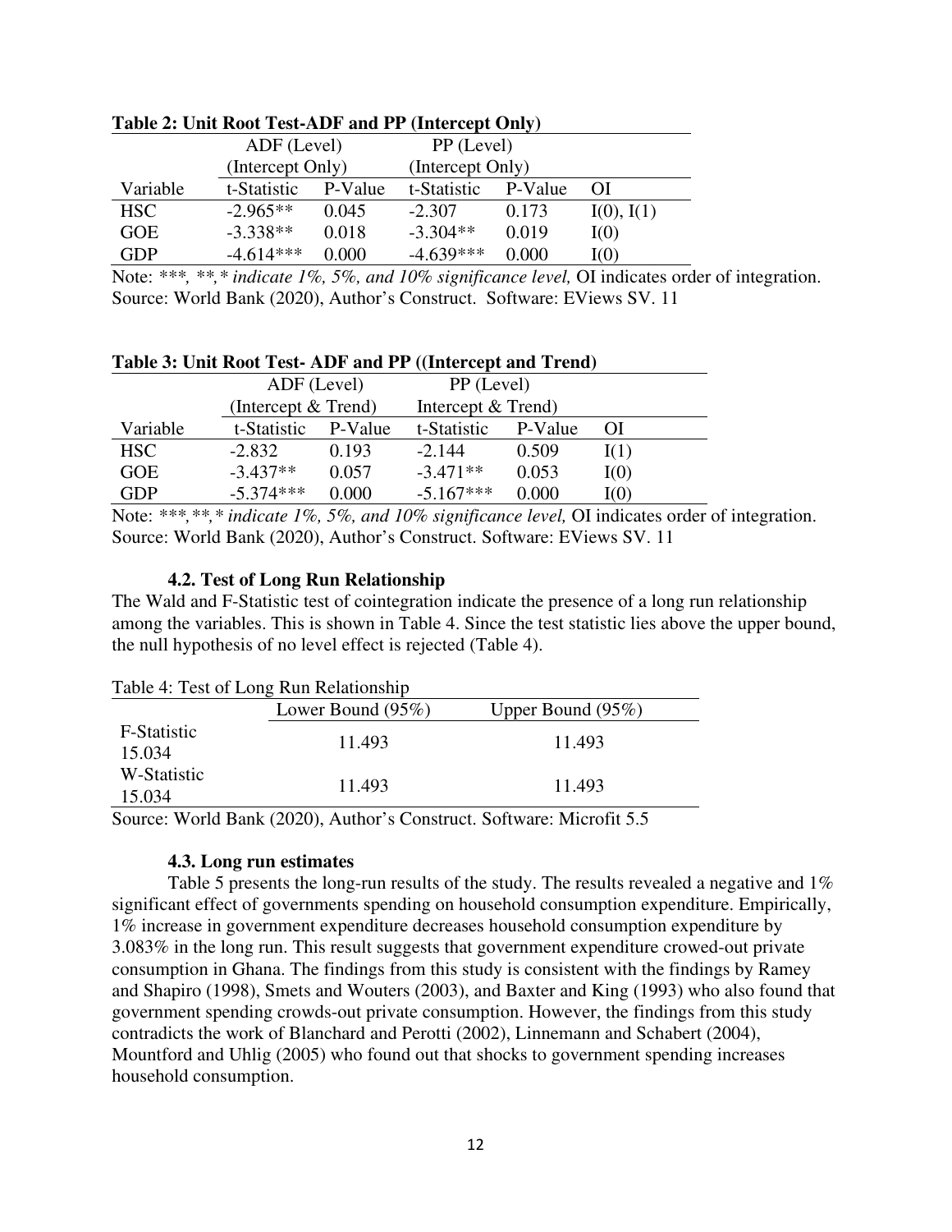**Table 2: Unit Root Test-ADF and PP (Intercept Only)**

| | ADF (Level) (Intercept Only) | | PP (Level) (Intercept Only) | | |
|---|---|---|---|---|---|
| Variable | t-Statistic | P-Value | t-Statistic | P-Value | OI |
| HSC | -2.965** | 0.045 | -2.307 | 0.173 | I(0), I(1) |
| GOE | -3.338** | 0.018 | -3.304** | 0.019 | I(0) |
| GDP | -4.614*** | 0.000 | -4.639*** | 0.000 | I(0) |

Note: *\*\*\*, \*\*, \* indicate 1%, 5%, and 10% significance level,* OI indicates order of integration.
Source: World Bank (2020), Author's Construct. Software: EViews SV. 11

**Table 3: Unit Root Test- ADF and PP ((Intercept and Trend)**

| | ADF (Level) (Intercept & Trend) | | PP (Level) Intercept & Trend) | | |
|---|---|---|---|---|---|
| Variable | t-Statistic | P-Value | t-Statistic | P-Value | OI |
| HSC | -2.832 | 0.193 | -2.144 | 0.509 | I(1) |
| GOE | -3.437** | 0.057 | -3.471** | 0.053 | I(0) |
| GDP | -5.374*** | 0.000 | -5.167*** | 0.000 | I(0) |

Note: *\*\*\*, \*\*, \* indicate 1%, 5%, and 10% significance level,* OI indicates order of integration.
Source: World Bank (2020), Author's Construct. Software: EViews SV. 11

### 4.2. Test of Long Run Relationship

The Wald and F-Statistic test of cointegration indicate the presence of a long run relationship among the variables. This is shown in Table 4. Since the test statistic lies above the upper bound, the null hypothesis of no level effect is rejected (Table 4).

Table 4: Test of Long Run Relationship

| | Lower Bound (95%) | Upper Bound (95%) |
|---|---|---|
| F-Statistic 15.034 | 11.493 | 11.493 |
| W-Statistic 15.034 | 11.493 | 11.493 |

Source: World Bank (2020), Author's Construct. Software: Microfit 5.5

### 4.3. Long run estimates

Table 5 presents the long-run results of the study. The results revealed a negative and 1% significant effect of governments spending on household consumption expenditure. Empirically, 1% increase in government expenditure decreases household consumption expenditure by 3.083% in the long run. This result suggests that government expenditure crowed-out private consumption in Ghana. The findings from this study is consistent with the findings by Ramey and Shapiro (1998), Smets and Wouters (2003), and Baxter and King (1993) who also found that government spending crowds-out private consumption. However, the findings from this study contradicts the work of Blanchard and Perotti (2002), Linnemann and Schabert (2004), Mountford and Uhlig (2005) who found out that shocks to government spending increases household consumption.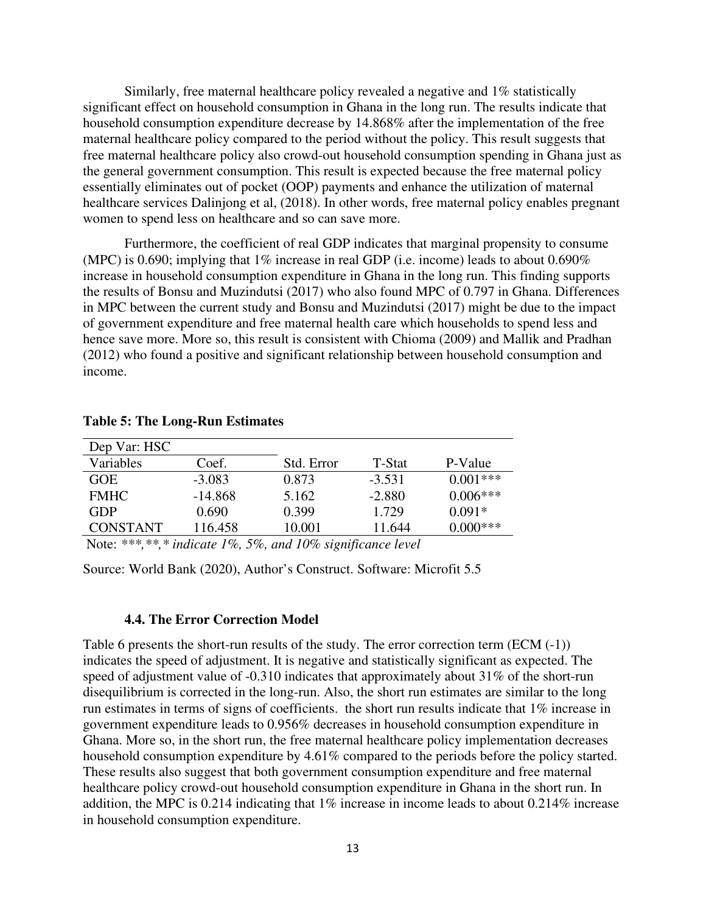Similarly, free maternal healthcare policy revealed a negative and 1% statistically significant effect on household consumption in Ghana in the long run. The results indicate that household consumption expenditure decrease by 14.868% after the implementation of the free maternal healthcare policy compared to the period without the policy. This result suggests that free maternal healthcare policy also crowd-out household consumption spending in Ghana just as the general government consumption. This result is expected because the free maternal policy essentially eliminates out of pocket (OOP) payments and enhance the utilization of maternal healthcare services Dalinjong et al, (2018). In other words, free maternal policy enables pregnant women to spend less on healthcare and so can save more.

Furthermore, the coefficient of real GDP indicates that marginal propensity to consume (MPC) is 0.690; implying that 1% increase in real GDP (i.e. income) leads to about 0.690% increase in household consumption expenditure in Ghana in the long run. This finding supports the results of Bonsu and Muzindutsi (2017) who also found MPC of 0.797 in Ghana. Differences in MPC between the current study and Bonsu and Muzindutsi (2017) might be due to the impact of government expenditure and free maternal health care which households to spend less and hence save more. More so, this result is consistent with Chioma (2009) and Mallik and Pradhan (2012) who found a positive and significant relationship between household consumption and income.

**Table 5: The Long-Run Estimates**

| Dep Var: HSC | | | | |
|---|---|---|---|---|
| Variables | Coef. | Std. Error | T-Stat | P-Value |
| GOE | -3.083 | 0.873 | -3.531 | 0.001*** |
| FMHC | -14.868 | 5.162 | -2.880 | 0.006*** |
| GDP | 0.690 | 0.399 | 1.729 | 0.091* |
| CONSTANT | 116.458 | 10.001 | 11.644 | 0.000*** |

Note: *\*\*\*,\*\*,\* indicate 1%, 5%, and 10% significance level*

Source: World Bank (2020), Author's Construct. Software: Microfit 5.5

### 4.4. The Error Correction Model

Table 6 presents the short-run results of the study. The error correction term (ECM (-1)) indicates the speed of adjustment. It is negative and statistically significant as expected. The speed of adjustment value of -0.310 indicates that approximately about 31% of the short-run disequilibrium is corrected in the long-run. Also, the short run estimates are similar to the long run estimates in terms of signs of coefficients. the short run results indicate that 1% increase in government expenditure leads to 0.956% decreases in household consumption expenditure in Ghana. More so, in the short run, the free maternal healthcare policy implementation decreases household consumption expenditure by 4.61% compared to the periods before the policy started. These results also suggest that both government consumption expenditure and free maternal healthcare policy crowd-out household consumption expenditure in Ghana in the short run. In addition, the MPC is 0.214 indicating that 1% increase in income leads to about 0.214% increase in household consumption expenditure.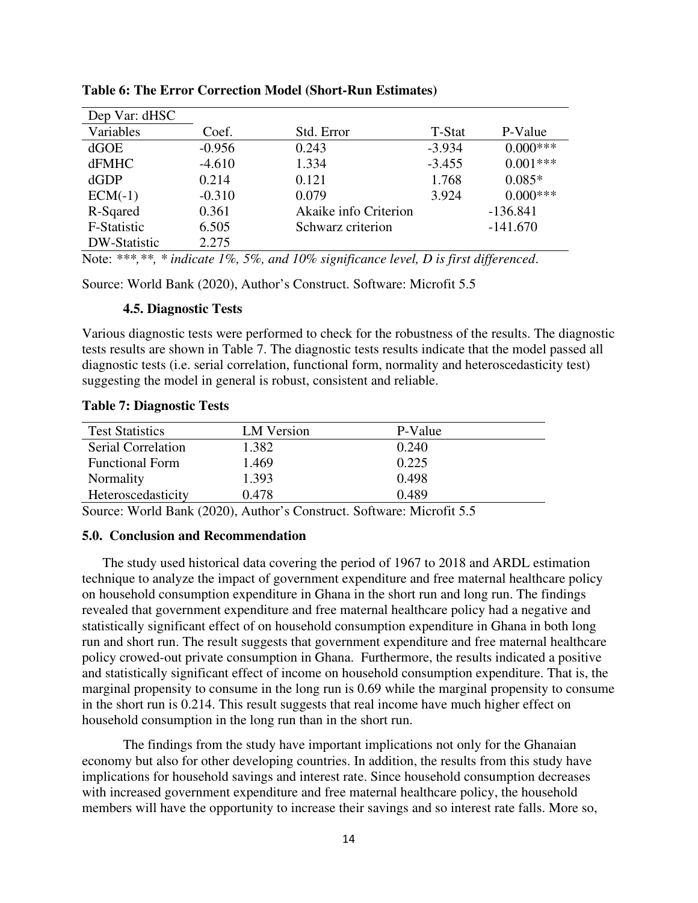**Table 6: The Error Correction Model (Short-Run Estimates)**

| Dep Var: dHSC | | | | |
|---|---|---|---|---|
| Variables | Coef. | Std. Error | T-Stat | P-Value |
| dGOE | -0.956 | 0.243 | -3.934 | 0.000*** |
| dFMHC | -4.610 | 1.334 | -3.455 | 0.001*** |
| dGDP | 0.214 | 0.121 | 1.768 | 0.085* |
| ECM(-1) | -0.310 | 0.079 | 3.924 | 0.000*** |
| R-Sqared | 0.361 | Akaike info Criterion | | -136.841 |
| F-Statistic | 6.505 | Schwarz criterion | | -141.670 |
| DW-Statistic | 2.275 | | | |

Note: *\*\*\*,\*\*, \* indicate 1%, 5%, and 10% significance level, D is first differenced.*

Source: World Bank (2020), Author's Construct. Software: Microfit 5.5

### 4.5. Diagnostic Tests

Various diagnostic tests were performed to check for the robustness of the results. The diagnostic tests results are shown in Table 7. The diagnostic tests results indicate that the model passed all diagnostic tests (i.e. serial correlation, functional form, normality and heteroscedasticity test) suggesting the model in general is robust, consistent and reliable.

**Table 7: Diagnostic Tests**

| Test Statistics | LM Version | P-Value |
|---|---|---|
| Serial Correlation | 1.382 | 0.240 |
| Functional Form | 1.469 | 0.225 |
| Normality | 1.393 | 0.498 |
| Heteroscedasticity | 0.478 | 0.489 |

Source: World Bank (2020), Author's Construct. Software: Microfit 5.5

## 5.0. Conclusion and Recommendation

The study used historical data covering the period of 1967 to 2018 and ARDL estimation technique to analyze the impact of government expenditure and free maternal healthcare policy on household consumption expenditure in Ghana in the short run and long run. The findings revealed that government expenditure and free maternal healthcare policy had a negative and statistically significant effect of on household consumption expenditure in Ghana in both long run and short run. The result suggests that government expenditure and free maternal healthcare policy crowed-out private consumption in Ghana. Furthermore, the results indicated a positive and statistically significant effect of income on household consumption expenditure. That is, the marginal propensity to consume in the long run is 0.69 while the marginal propensity to consume in the short run is 0.214. This result suggests that real income have much higher effect on household consumption in the long run than in the short run.

The findings from the study have important implications not only for the Ghanaian economy but also for other developing countries. In addition, the results from this study have implications for household savings and interest rate. Since household consumption decreases with increased government expenditure and free maternal healthcare policy, the household members will have the opportunity to increase their savings and so interest rate falls. More so,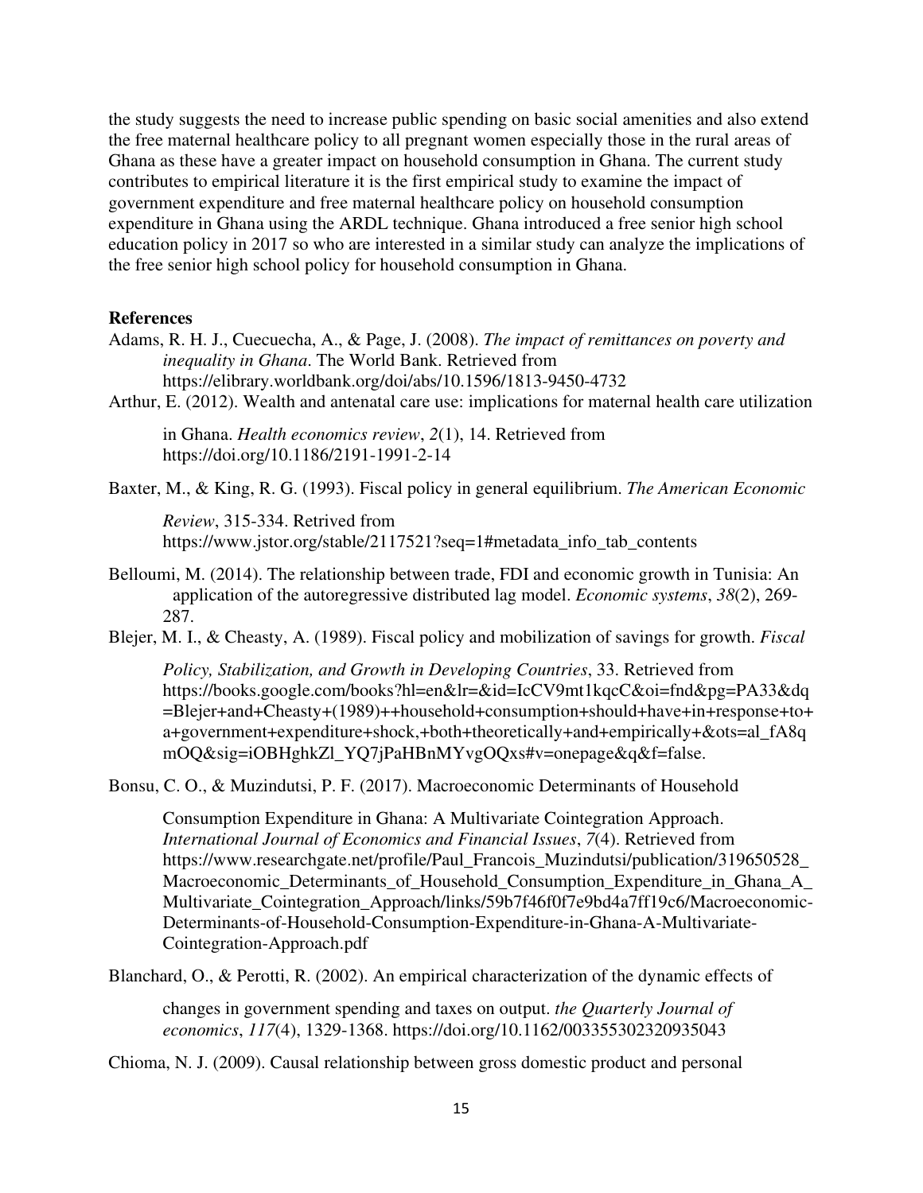the study suggests the need to increase public spending on basic social amenities and also extend the free maternal healthcare policy to all pregnant women especially those in the rural areas of Ghana as these have a greater impact on household consumption in Ghana. The current study contributes to empirical literature it is the first empirical study to examine the impact of government expenditure and free maternal healthcare policy on household consumption expenditure in Ghana using the ARDL technique. Ghana introduced a free senior high school education policy in 2017 so who are interested in a similar study can analyze the implications of the free senior high school policy for household consumption in Ghana.

**References**

Adams, R. H. J., Cuecuecha, A., & Page, J. (2008). *The impact of remittances on poverty and inequality in Ghana*. The World Bank. Retrieved from https://elibrary.worldbank.org/doi/abs/10.1596/1813-9450-4732

Arthur, E. (2012). Wealth and antenatal care use: implications for maternal health care utilization in Ghana. *Health economics review*, *2*(1), 14. Retrieved from https://doi.org/10.1186/2191-1991-2-14

Baxter, M., & King, R. G. (1993). Fiscal policy in general equilibrium. *The American Economic Review*, 315-334. Retrived from https://www.jstor.org/stable/2117521?seq=1#metadata_info_tab_contents

Belloumi, M. (2014). The relationship between trade, FDI and economic growth in Tunisia: An application of the autoregressive distributed lag model. *Economic systems*, *38*(2), 269-287.

Blejer, M. I., & Cheasty, A. (1989). Fiscal policy and mobilization of savings for growth. *Fiscal Policy, Stabilization, and Growth in Developing Countries*, 33. Retrieved from https://books.google.com/books?hl=en&lr=&id=IcCV9mt1kqcC&oi=fnd&pg=PA33&dq=Blejer+and+Cheasty+(1989)++household+consumption+should+have+in+response+to+a+government+expenditure+shock,+both+theoretically+and+empirically+&ots=al_fA8qmOQ&sig=iOBHghkZl_YQ7jPaHBnMYvgOQxs#v=onepage&q&f=false.

Bonsu, C. O., & Muzindutsi, P. F. (2017). Macroeconomic Determinants of Household Consumption Expenditure in Ghana: A Multivariate Cointegration Approach. *International Journal of Economics and Financial Issues*, *7*(4). Retrieved from https://www.researchgate.net/profile/Paul_Francois_Muzindutsi/publication/319650528_Macroeconomic_Determinants_of_Household_Consumption_Expenditure_in_Ghana_A_Multivariate_Cointegration_Approach/links/59b7f46f0f7e9bd4a7ff19c6/Macroeconomic-Determinants-of-Household-Consumption-Expenditure-in-Ghana-A-Multivariate-Cointegration-Approach.pdf

Blanchard, O., & Perotti, R. (2002). An empirical characterization of the dynamic effects of changes in government spending and taxes on output. *the Quarterly Journal of economics*, *117*(4), 1329-1368. https://doi.org/10.1162/003355302320935043

Chioma, N. J. (2009). Causal relationship between gross domestic product and personal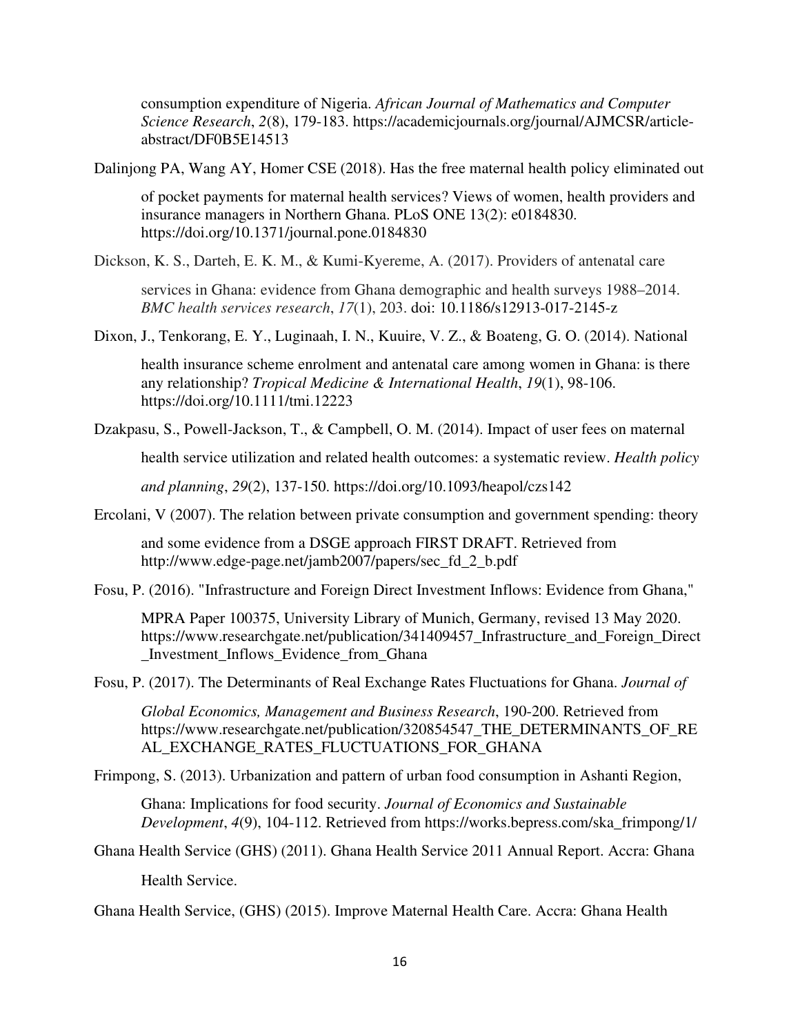consumption expenditure of Nigeria. *African Journal of Mathematics and Computer Science Research*, *2*(8), 179-183. https://academicjournals.org/journal/AJMCSR/article-abstract/DF0B5E14513

Dalinjong PA, Wang AY, Homer CSE (2018). Has the free maternal health policy eliminated out of pocket payments for maternal health services? Views of women, health providers and insurance managers in Northern Ghana. PLoS ONE 13(2): e0184830. https://doi.org/10.1371/journal.pone.0184830

Dickson, K. S., Darteh, E. K. M., & Kumi-Kyereme, A. (2017). Providers of antenatal care services in Ghana: evidence from Ghana demographic and health surveys 1988–2014. *BMC health services research*, *17*(1), 203. doi: 10.1186/s12913-017-2145-z

Dixon, J., Tenkorang, E. Y., Luginaah, I. N., Kuuire, V. Z., & Boateng, G. O. (2014). National health insurance scheme enrolment and antenatal care among women in Ghana: is there any relationship? *Tropical Medicine & International Health*, *19*(1), 98-106. https://doi.org/10.1111/tmi.12223

Dzakpasu, S., Powell-Jackson, T., & Campbell, O. M. (2014). Impact of user fees on maternal health service utilization and related health outcomes: a systematic review. *Health policy and planning*, *29*(2), 137-150. https://doi.org/10.1093/heapol/czs142

Ercolani, V (2007). The relation between private consumption and government spending: theory and some evidence from a DSGE approach FIRST DRAFT. Retrieved from http://www.edge-page.net/jamb2007/papers/sec_fd_2_b.pdf

Fosu, P. (2016). "Infrastructure and Foreign Direct Investment Inflows: Evidence from Ghana," MPRA Paper 100375, University Library of Munich, Germany, revised 13 May 2020. https://www.researchgate.net/publication/341409457_Infrastructure_and_Foreign_Direct_Investment_Inflows_Evidence_from_Ghana

Fosu, P. (2017). The Determinants of Real Exchange Rates Fluctuations for Ghana. *Journal of Global Economics, Management and Business Research*, 190-200. Retrieved from https://www.researchgate.net/publication/320854547_THE_DETERMINANTS_OF_REAL_EXCHANGE_RATES_FLUCTUATIONS_FOR_GHANA

Frimpong, S. (2013). Urbanization and pattern of urban food consumption in Ashanti Region, Ghana: Implications for food security. *Journal of Economics and Sustainable Development*, *4*(9), 104-112. Retrieved from https://works.bepress.com/ska_frimpong/1/

Ghana Health Service (GHS) (2011). Ghana Health Service 2011 Annual Report. Accra: Ghana Health Service.

Ghana Health Service, (GHS) (2015). Improve Maternal Health Care. Accra: Ghana Health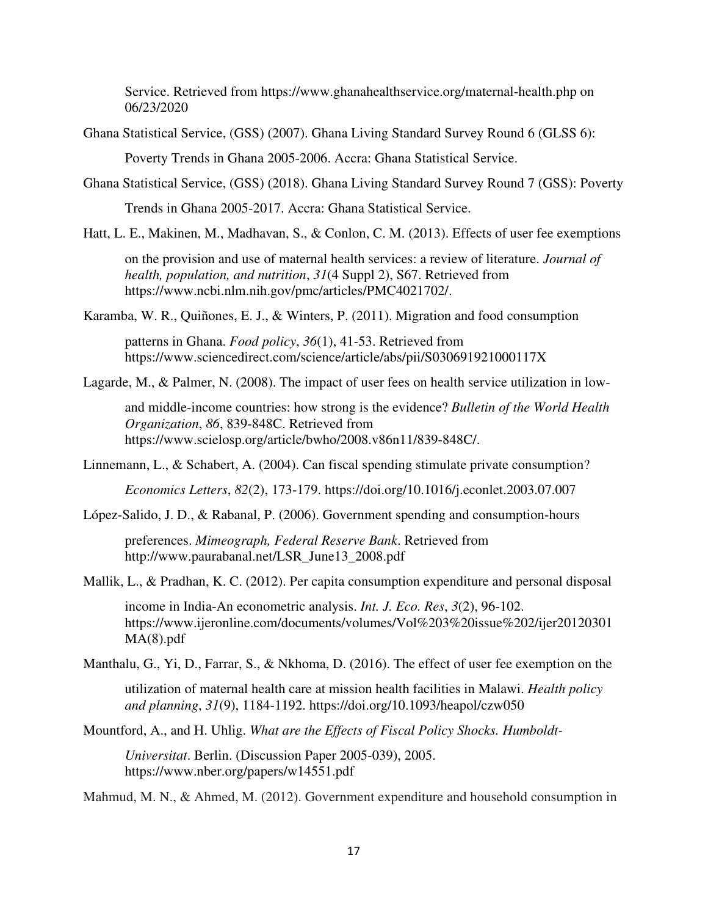Service. Retrieved from https://www.ghanahealthservice.org/maternal-health.php on 06/23/2020

Ghana Statistical Service, (GSS) (2007). Ghana Living Standard Survey Round 6 (GLSS 6): Poverty Trends in Ghana 2005-2006. Accra: Ghana Statistical Service.

Ghana Statistical Service, (GSS) (2018). Ghana Living Standard Survey Round 7 (GSS): Poverty Trends in Ghana 2005-2017. Accra: Ghana Statistical Service.

Hatt, L. E., Makinen, M., Madhavan, S., & Conlon, C. M. (2013). Effects of user fee exemptions on the provision and use of maternal health services: a review of literature. *Journal of health, population, and nutrition*, *31*(4 Suppl 2), S67. Retrieved from https://www.ncbi.nlm.nih.gov/pmc/articles/PMC4021702/.

Karamba, W. R., Quiñones, E. J., & Winters, P. (2011). Migration and food consumption patterns in Ghana. *Food policy*, *36*(1), 41-53. Retrieved from https://www.sciencedirect.com/science/article/abs/pii/S030691921000117X

Lagarde, M., & Palmer, N. (2008). The impact of user fees on health service utilization in low- and middle-income countries: how strong is the evidence? *Bulletin of the World Health Organization*, *86*, 839-848C. Retrieved from https://www.scielosp.org/article/bwho/2008.v86n11/839-848C/.

Linnemann, L., & Schabert, A. (2004). Can fiscal spending stimulate private consumption? *Economics Letters*, *82*(2), 173-179. https://doi.org/10.1016/j.econlet.2003.07.007

López-Salido, J. D., & Rabanal, P. (2006). Government spending and consumption-hours preferences. *Mimeograph, Federal Reserve Bank*. Retrieved from http://www.paurabanal.net/LSR_June13_2008.pdf

Mallik, L., & Pradhan, K. C. (2012). Per capita consumption expenditure and personal disposal income in India-An econometric analysis. *Int. J. Eco. Res*, *3*(2), 96-102. https://www.ijeronline.com/documents/volumes/Vol%203%20issue%202/ijer20120301MA(8).pdf

Manthalu, G., Yi, D., Farrar, S., & Nkhoma, D. (2016). The effect of user fee exemption on the utilization of maternal health care at mission health facilities in Malawi. *Health policy and planning*, *31*(9), 1184-1192. https://doi.org/10.1093/heapol/czw050

Mountford, A., and H. Uhlig. *What are the Effects of Fiscal Policy Shocks. Humboldt-Universitat*. Berlin. (Discussion Paper 2005-039), 2005. https://www.nber.org/papers/w14551.pdf

Mahmud, M. N., & Ahmed, M. (2012). Government expenditure and household consumption in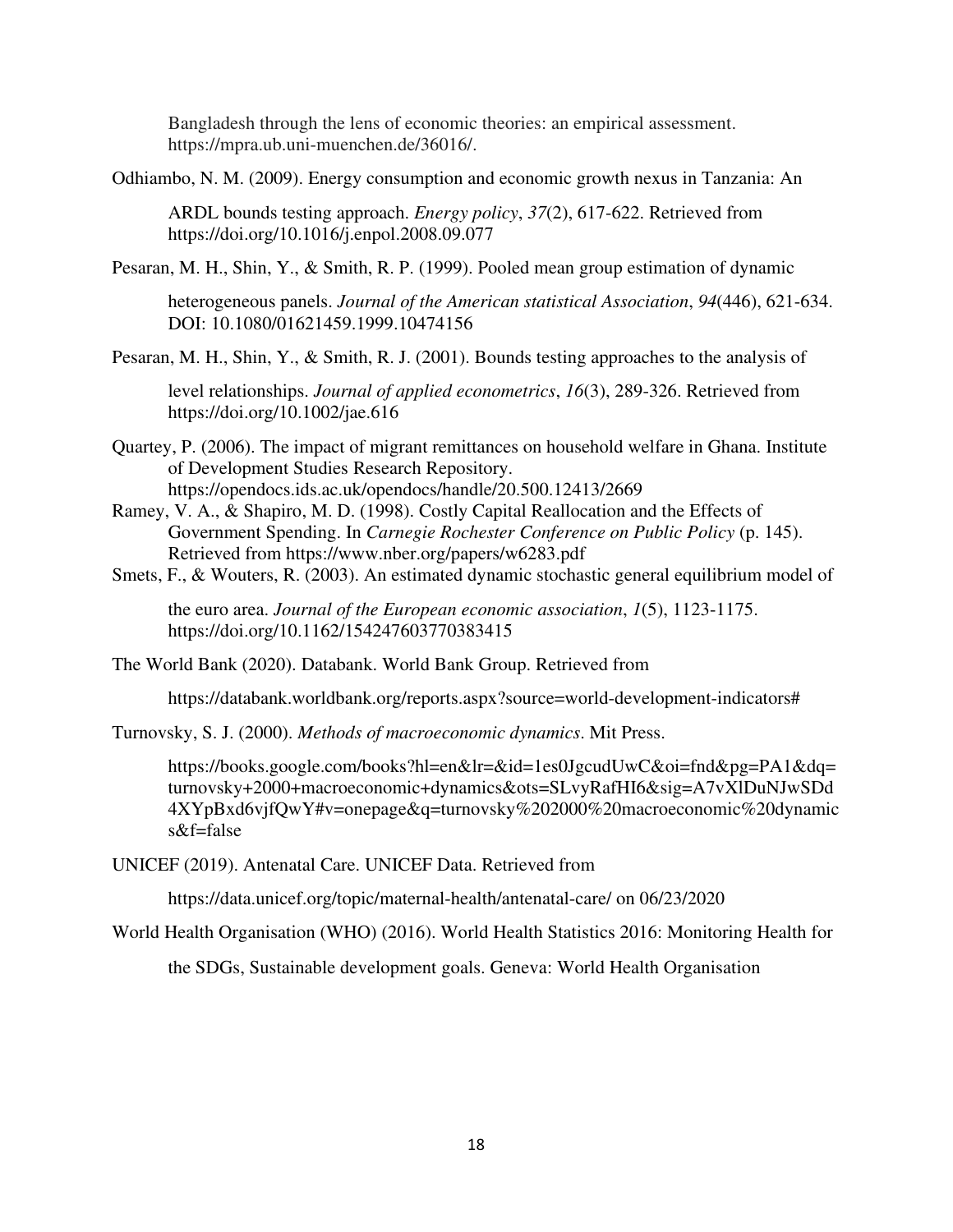Bangladesh through the lens of economic theories: an empirical assessment. https://mpra.ub.uni-muenchen.de/36016/.

Odhiambo, N. M. (2009). Energy consumption and economic growth nexus in Tanzania: An ARDL bounds testing approach. *Energy policy*, *37*(2), 617-622. Retrieved from https://doi.org/10.1016/j.enpol.2008.09.077

Pesaran, M. H., Shin, Y., & Smith, R. P. (1999). Pooled mean group estimation of dynamic heterogeneous panels. *Journal of the American statistical Association*, *94*(446), 621-634. DOI: 10.1080/01621459.1999.10474156

Pesaran, M. H., Shin, Y., & Smith, R. J. (2001). Bounds testing approaches to the analysis of level relationships. *Journal of applied econometrics*, *16*(3), 289-326. Retrieved from https://doi.org/10.1002/jae.616

Quartey, P. (2006). The impact of migrant remittances on household welfare in Ghana. Institute of Development Studies Research Repository. https://opendocs.ids.ac.uk/opendocs/handle/20.500.12413/2669

Ramey, V. A., & Shapiro, M. D. (1998). Costly Capital Reallocation and the Effects of Government Spending. In *Carnegie Rochester Conference on Public Policy* (p. 145). Retrieved from https://www.nber.org/papers/w6283.pdf

Smets, F., & Wouters, R. (2003). An estimated dynamic stochastic general equilibrium model of the euro area. *Journal of the European economic association*, *1*(5), 1123-1175. https://doi.org/10.1162/154247603770383415

The World Bank (2020). Databank. World Bank Group. Retrieved from https://databank.worldbank.org/reports.aspx?source=world-development-indicators#

Turnovsky, S. J. (2000). *Methods of macroeconomic dynamics*. Mit Press. https://books.google.com/books?hl=en&lr=&id=1es0JgcudUwC&oi=fnd&pg=PA1&dq=turnovsky+2000+macroeconomic+dynamics&ots=SLvyRafHI6&sig=A7vXlDuNJwSDd4XYpBxd6vjfQwY#v=onepage&q=turnovsky%202000%20macroeconomic%20dynamics&f=false

UNICEF (2019). Antenatal Care. UNICEF Data. Retrieved from https://data.unicef.org/topic/maternal-health/antenatal-care/ on 06/23/2020

World Health Organisation (WHO) (2016). World Health Statistics 2016: Monitoring Health for the SDGs, Sustainable development goals. Geneva: World Health Organisation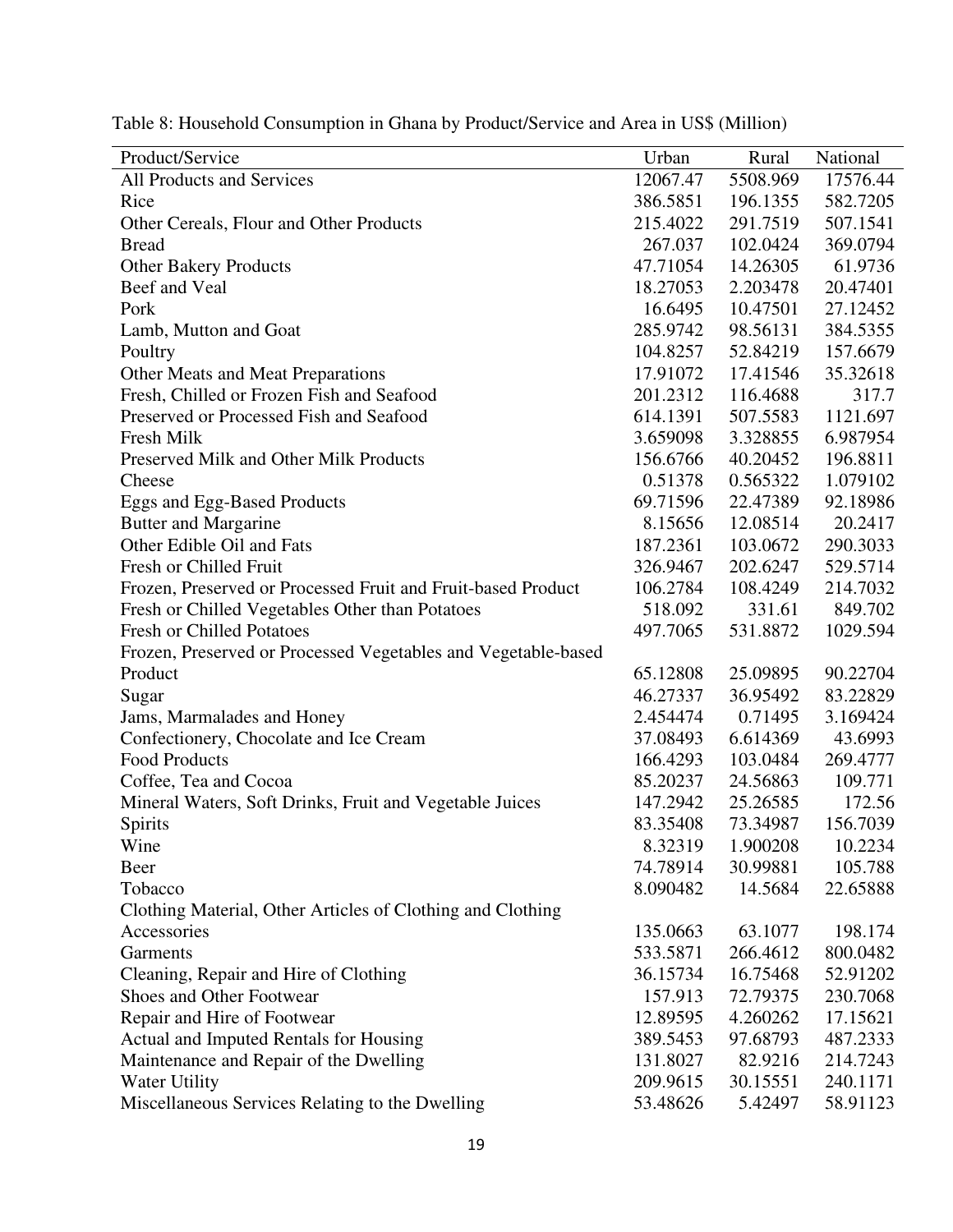Table 8: Household Consumption in Ghana by Product/Service and Area in US$ (Million)

| Product/Service | Urban | Rural | National |
|---|---|---|---|
| All Products and Services | 12067.47 | 5508.969 | 17576.44 |
| Rice | 386.5851 | 196.1355 | 582.7205 |
| Other Cereals, Flour and Other Products | 215.4022 | 291.7519 | 507.1541 |
| Bread | 267.037 | 102.0424 | 369.0794 |
| Other Bakery Products | 47.71054 | 14.26305 | 61.9736 |
| Beef and Veal | 18.27053 | 2.203478 | 20.47401 |
| Pork | 16.6495 | 10.47501 | 27.12452 |
| Lamb, Mutton and Goat | 285.9742 | 98.56131 | 384.5355 |
| Poultry | 104.8257 | 52.84219 | 157.6679 |
| Other Meats and Meat Preparations | 17.91072 | 17.41546 | 35.32618 |
| Fresh, Chilled or Frozen Fish and Seafood | 201.2312 | 116.4688 | 317.7 |
| Preserved or Processed Fish and Seafood | 614.1391 | 507.5583 | 1121.697 |
| Fresh Milk | 3.659098 | 3.328855 | 6.987954 |
| Preserved Milk and Other Milk Products | 156.6766 | 40.20452 | 196.8811 |
| Cheese | 0.51378 | 0.565322 | 1.079102 |
| Eggs and Egg-Based Products | 69.71596 | 22.47389 | 92.18986 |
| Butter and Margarine | 8.15656 | 12.08514 | 20.2417 |
| Other Edible Oil and Fats | 187.2361 | 103.0672 | 290.3033 |
| Fresh or Chilled Fruit | 326.9467 | 202.6247 | 529.5714 |
| Frozen, Preserved or Processed Fruit and Fruit-based Product | 106.2784 | 108.4249 | 214.7032 |
| Fresh or Chilled Vegetables Other than Potatoes | 518.092 | 331.61 | 849.702 |
| Fresh or Chilled Potatoes | 497.7065 | 531.8872 | 1029.594 |
| Frozen, Preserved or Processed Vegetables and Vegetable-based Product | 65.12808 | 25.09895 | 90.22704 |
| Sugar | 46.27337 | 36.95492 | 83.22829 |
| Jams, Marmalades and Honey | 2.454474 | 0.71495 | 3.169424 |
| Confectionery, Chocolate and Ice Cream | 37.08493 | 6.614369 | 43.6993 |
| Food Products | 166.4293 | 103.0484 | 269.4777 |
| Coffee, Tea and Cocoa | 85.20237 | 24.56863 | 109.771 |
| Mineral Waters, Soft Drinks, Fruit and Vegetable Juices | 147.2942 | 25.26585 | 172.56 |
| Spirits | 83.35408 | 73.34987 | 156.7039 |
| Wine | 8.32319 | 1.900208 | 10.2234 |
| Beer | 74.78914 | 30.99881 | 105.788 |
| Tobacco | 8.090482 | 14.5684 | 22.65888 |
| Clothing Material, Other Articles of Clothing and Clothing Accessories | 135.0663 | 63.1077 | 198.174 |
| Garments | 533.5871 | 266.4612 | 800.0482 |
| Cleaning, Repair and Hire of Clothing | 36.15734 | 16.75468 | 52.91202 |
| Shoes and Other Footwear | 157.913 | 72.79375 | 230.7068 |
| Repair and Hire of Footwear | 12.89595 | 4.260262 | 17.15621 |
| Actual and Imputed Rentals for Housing | 389.5453 | 97.68793 | 487.2333 |
| Maintenance and Repair of the Dwelling | 131.8027 | 82.9216 | 214.7243 |
| Water Utility | 209.9615 | 30.15551 | 240.1171 |
| Miscellaneous Services Relating to the Dwelling | 53.48626 | 5.42497 | 58.91123 |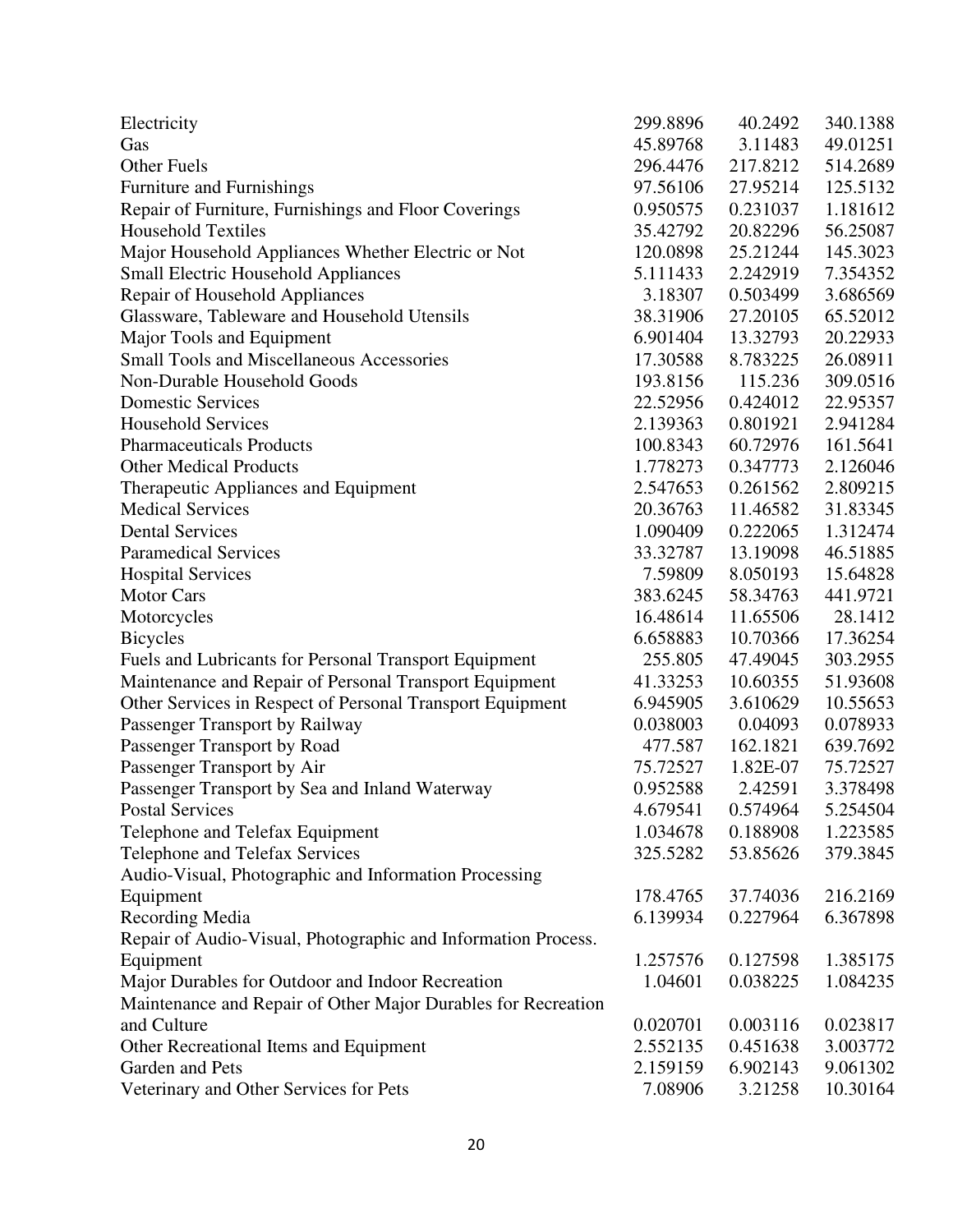| | | | |
|---|---|---|---|
| Electricity | 299.8896 | 40.2492 | 340.1388 |
| Gas | 45.89768 | 3.11483 | 49.01251 |
| Other Fuels | 296.4476 | 217.8212 | 514.2689 |
| Furniture and Furnishings | 97.56106 | 27.95214 | 125.5132 |
| Repair of Furniture, Furnishings and Floor Coverings | 0.950575 | 0.231037 | 1.181612 |
| Household Textiles | 35.42792 | 20.82296 | 56.25087 |
| Major Household Appliances Whether Electric or Not | 120.0898 | 25.21244 | 145.3023 |
| Small Electric Household Appliances | 5.111433 | 2.242919 | 7.354352 |
| Repair of Household Appliances | 3.18307 | 0.503499 | 3.686569 |
| Glassware, Tableware and Household Utensils | 38.31906 | 27.20105 | 65.52012 |
| Major Tools and Equipment | 6.901404 | 13.32793 | 20.22933 |
| Small Tools and Miscellaneous Accessories | 17.30588 | 8.783225 | 26.08911 |
| Non-Durable Household Goods | 193.8156 | 115.236 | 309.0516 |
| Domestic Services | 22.52956 | 0.424012 | 22.95357 |
| Household Services | 2.139363 | 0.801921 | 2.941284 |
| Pharmaceuticals Products | 100.8343 | 60.72976 | 161.5641 |
| Other Medical Products | 1.778273 | 0.347773 | 2.126046 |
| Therapeutic Appliances and Equipment | 2.547653 | 0.261562 | 2.809215 |
| Medical Services | 20.36763 | 11.46582 | 31.83345 |
| Dental Services | 1.090409 | 0.222065 | 1.312474 |
| Paramedical Services | 33.32787 | 13.19098 | 46.51885 |
| Hospital Services | 7.59809 | 8.050193 | 15.64828 |
| Motor Cars | 383.6245 | 58.34763 | 441.9721 |
| Motorcycles | 16.48614 | 11.65506 | 28.1412 |
| Bicycles | 6.658883 | 10.70366 | 17.36254 |
| Fuels and Lubricants for Personal Transport Equipment | 255.805 | 47.49045 | 303.2955 |
| Maintenance and Repair of Personal Transport Equipment | 41.33253 | 10.60355 | 51.93608 |
| Other Services in Respect of Personal Transport Equipment | 6.945905 | 3.610629 | 10.55653 |
| Passenger Transport by Railway | 0.038003 | 0.04093 | 0.078933 |
| Passenger Transport by Road | 477.587 | 162.1821 | 639.7692 |
| Passenger Transport by Air | 75.72527 | 1.82E-07 | 75.72527 |
| Passenger Transport by Sea and Inland Waterway | 0.952588 | 2.42591 | 3.378498 |
| Postal Services | 4.679541 | 0.574964 | 5.254504 |
| Telephone and Telefax Equipment | 1.034678 | 0.188908 | 1.223585 |
| Telephone and Telefax Services | 325.5282 | 53.85626 | 379.3845 |
| Audio-Visual, Photographic and Information Processing Equipment | 178.4765 | 37.74036 | 216.2169 |
| Recording Media | 6.139934 | 0.227964 | 6.367898 |
| Repair of Audio-Visual, Photographic and Information Process. Equipment | 1.257576 | 0.127598 | 1.385175 |
| Major Durables for Outdoor and Indoor Recreation | 1.04601 | 0.038225 | 1.084235 |
| Maintenance and Repair of Other Major Durables for Recreation and Culture | 0.020701 | 0.003116 | 0.023817 |
| Other Recreational Items and Equipment | 2.552135 | 0.451638 | 3.003772 |
| Garden and Pets | 2.159159 | 6.902143 | 9.061302 |
| Veterinary and Other Services for Pets | 7.08906 | 3.21258 | 10.30164 |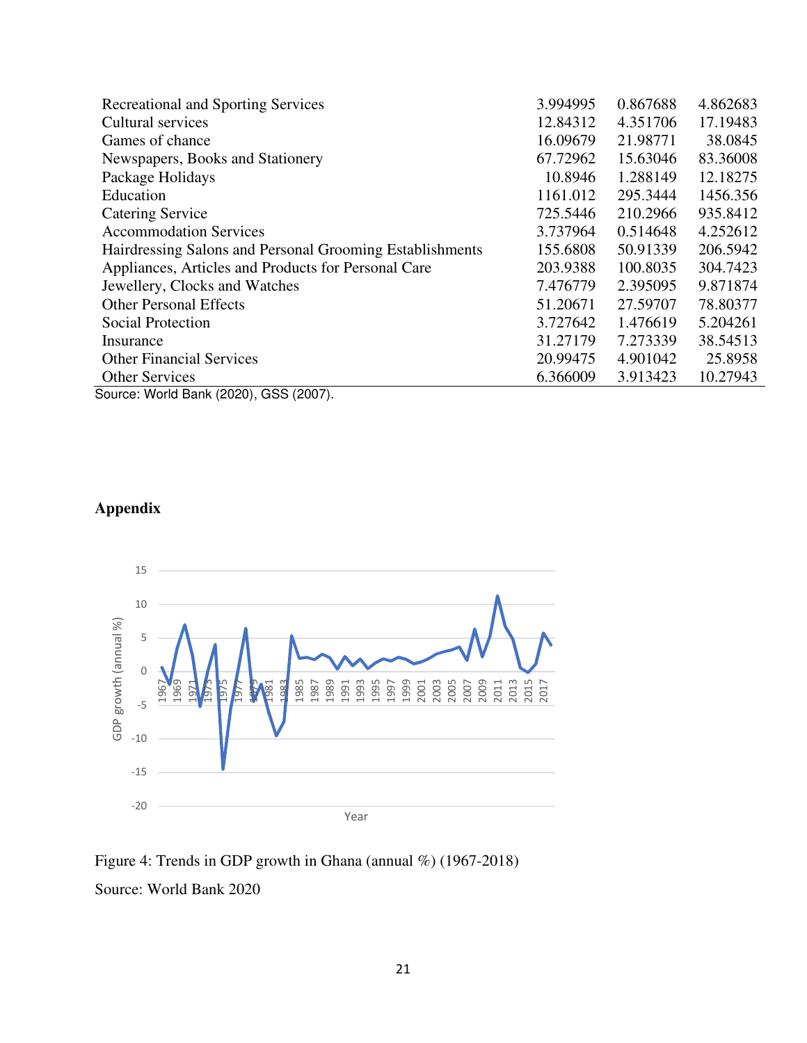| | | | |
|---|---|---|---|
| Recreational and Sporting Services | 3.994995 | 0.867688 | 4.862683 |
| Cultural services | 12.84312 | 4.351706 | 17.19483 |
| Games of chance | 16.09679 | 21.98771 | 38.0845 |
| Newspapers, Books and Stationery | 67.72962 | 15.63046 | 83.36008 |
| Package Holidays | 10.8946 | 1.288149 | 12.18275 |
| Education | 1161.012 | 295.3444 | 1456.356 |
| Catering Service | 725.5446 | 210.2966 | 935.8412 |
| Accommodation Services | 3.737964 | 0.514648 | 4.252612 |
| Hairdressing Salons and Personal Grooming Establishments | 155.6808 | 50.91339 | 206.5942 |
| Appliances, Articles and Products for Personal Care | 203.9388 | 100.8035 | 304.7423 |
| Jewellery, Clocks and Watches | 7.476779 | 2.395095 | 9.871874 |
| Other Personal Effects | 51.20671 | 27.59707 | 78.80377 |
| Social Protection | 3.727642 | 1.476619 | 5.204261 |
| Insurance | 31.27179 | 7.273339 | 38.54513 |
| Other Financial Services | 20.99475 | 4.901042 | 25.8958 |
| Other Services | 6.366009 | 3.913423 | 10.27943 |

Source: World Bank (2020), GSS (2007).

**Appendix**

GDP growth (annual %)

15
10
5
0
-5
-10
-15
-20

1967 1969 1971 1973 1975 1977 1979 1981 1983 1985 1987 1989 1991 1993 1995 1997 1999 2001 2003 2005 2007 2009 2011 2013 2015 2017

Year

Figure 4: Trends in GDP growth in Ghana (annual %) (1967-2018)

Source: World Bank 2020